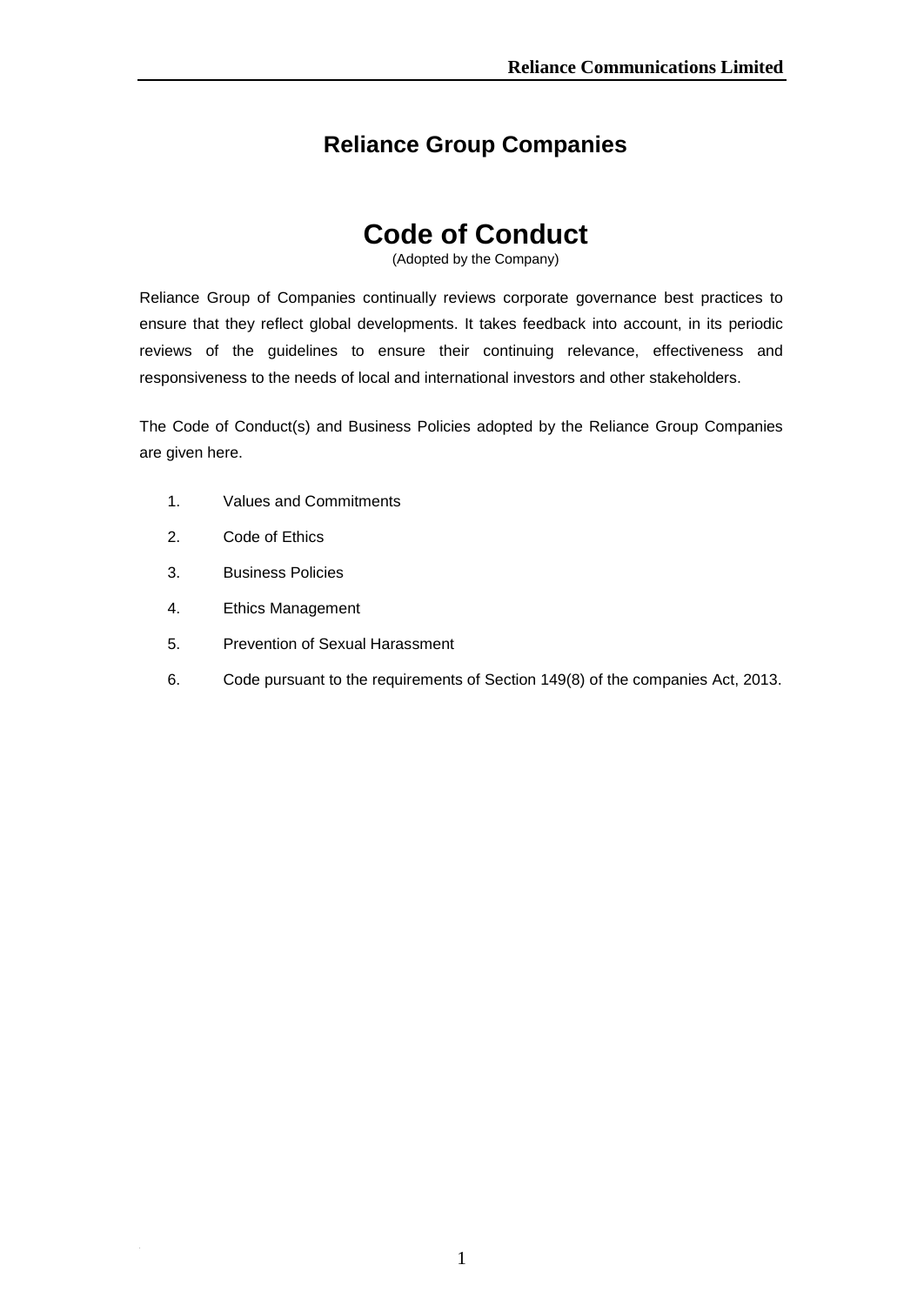## Reliance Group Companies

# Code of Conduct

(Adopted by the Company)

Reliance Group of Companies continually reviews corporate governance best practices to ensure that they reflect global developments. It takes feedback into account, in its periodic reviews of the guidelines to ensure their continuing relevance, effectiveness and responsiveness to the needs of local and international investors and other stakeholders.

The Code of Conduct(s) and Business Policies adopted by the Reliance Group Companies are given here.

1. Values and Commitments
2. Code of Ethics
3. Business Policies
4. Ethics Management
5. Prevention of Sexual Harassment
6. Code pursuant to the requirements of Section 149(8) of the companies Act, 2013.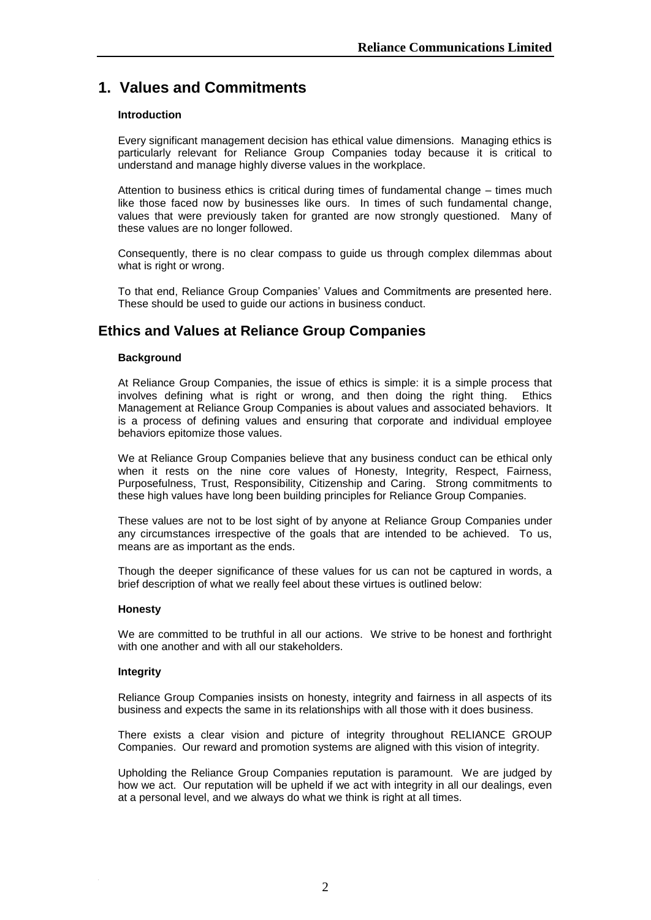# 1. Values and Commitments

### Introduction

Every significant management decision has ethical value dimensions. Managing ethics is particularly relevant for Reliance Group Companies today because it is critical to understand and manage highly diverse values in the workplace.

Attention to business ethics is critical during times of fundamental change – times much like those faced now by businesses like ours. In times of such fundamental change, values that were previously taken for granted are now strongly questioned. Many of these values are no longer followed.

Consequently, there is no clear compass to guide us through complex dilemmas about what is right or wrong.

To that end, Reliance Group Companies' Values and Commitments are presented here. These should be used to guide our actions in business conduct.

## Ethics and Values at Reliance Group Companies

### Background

At Reliance Group Companies, the issue of ethics is simple: it is a simple process that involves defining what is right or wrong, and then doing the right thing. Ethics Management at Reliance Group Companies is about values and associated behaviors. It is a process of defining values and ensuring that corporate and individual employee behaviors epitomize those values.

We at Reliance Group Companies believe that any business conduct can be ethical only when it rests on the nine core values of Honesty, Integrity, Respect, Fairness, Purposefulness, Trust, Responsibility, Citizenship and Caring. Strong commitments to these high values have long been building principles for Reliance Group Companies.

These values are not to be lost sight of by anyone at Reliance Group Companies under any circumstances irrespective of the goals that are intended to be achieved. To us, means are as important as the ends.

Though the deeper significance of these values for us can not be captured in words, a brief description of what we really feel about these virtues is outlined below:

### Honesty

We are committed to be truthful in all our actions. We strive to be honest and forthright with one another and with all our stakeholders.

### Integrity

Reliance Group Companies insists on honesty, integrity and fairness in all aspects of its business and expects the same in its relationships with all those with it does business.

There exists a clear vision and picture of integrity throughout RELIANCE GROUP Companies. Our reward and promotion systems are aligned with this vision of integrity.

Upholding the Reliance Group Companies reputation is paramount. We are judged by how we act. Our reputation will be upheld if we act with integrity in all our dealings, even at a personal level, and we always do what we think is right at all times.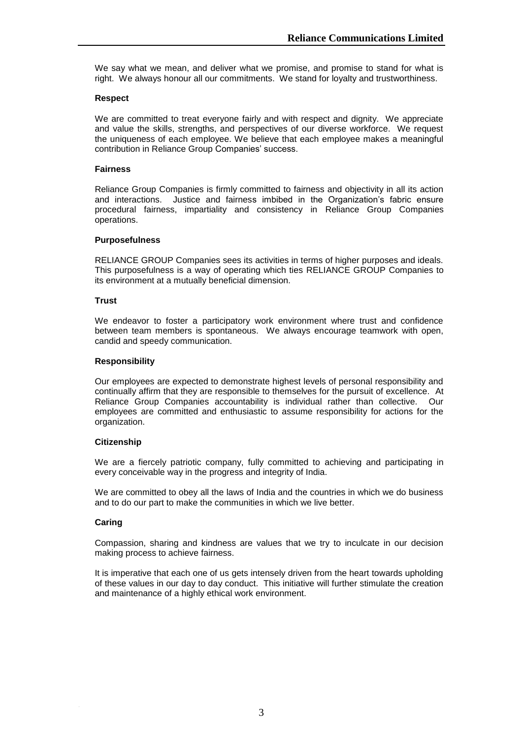We say what we mean, and deliver what we promise, and promise to stand for what is right. We always honour all our commitments. We stand for loyalty and trustworthiness.

**Respect**

We are committed to treat everyone fairly and with respect and dignity. We appreciate and value the skills, strengths, and perspectives of our diverse workforce. We request the uniqueness of each employee. We believe that each employee makes a meaningful contribution in Reliance Group Companies' success.

**Fairness**

Reliance Group Companies is firmly committed to fairness and objectivity in all its action and interactions. Justice and fairness imbibed in the Organization's fabric ensure procedural fairness, impartiality and consistency in Reliance Group Companies operations.

**Purposefulness**

RELIANCE GROUP Companies sees its activities in terms of higher purposes and ideals. This purposefulness is a way of operating which ties RELIANCE GROUP Companies to its environment at a mutually beneficial dimension.

**Trust**

We endeavor to foster a participatory work environment where trust and confidence between team members is spontaneous. We always encourage teamwork with open, candid and speedy communication.

**Responsibility**

Our employees are expected to demonstrate highest levels of personal responsibility and continually affirm that they are responsible to themselves for the pursuit of excellence. At Reliance Group Companies accountability is individual rather than collective. Our employees are committed and enthusiastic to assume responsibility for actions for the organization.

**Citizenship**

We are a fiercely patriotic company, fully committed to achieving and participating in every conceivable way in the progress and integrity of India.

We are committed to obey all the laws of India and the countries in which we do business and to do our part to make the communities in which we live better.

**Caring**

Compassion, sharing and kindness are values that we try to inculcate in our decision making process to achieve fairness.

It is imperative that each one of us gets intensely driven from the heart towards upholding of these values in our day to day conduct. This initiative will further stimulate the creation and maintenance of a highly ethical work environment.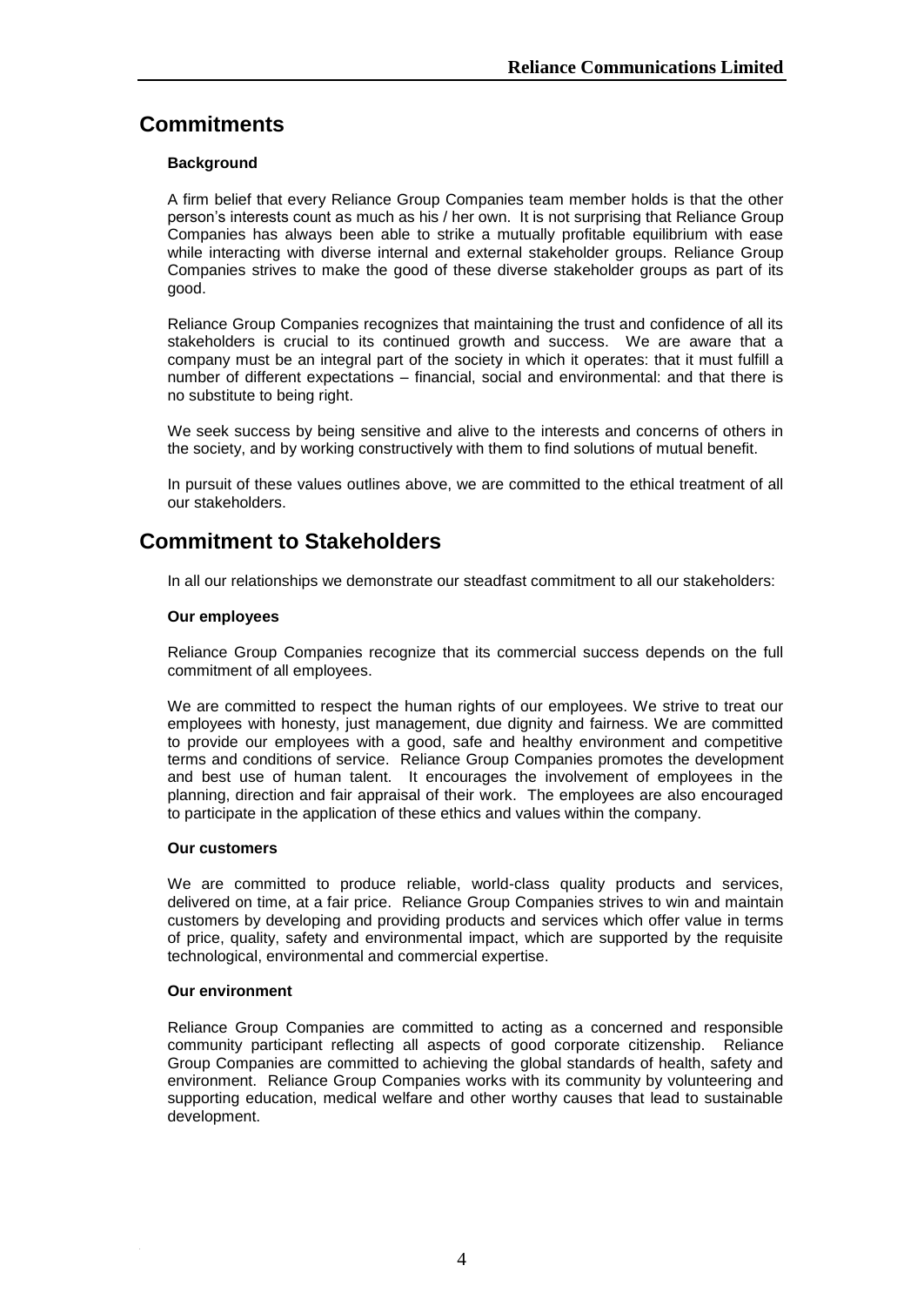## Commitments

### Background

A firm belief that every Reliance Group Companies team member holds is that the other person's interests count as much as his / her own. It is not surprising that Reliance Group Companies has always been able to strike a mutually profitable equilibrium with ease while interacting with diverse internal and external stakeholder groups. Reliance Group Companies strives to make the good of these diverse stakeholder groups as part of its good.

Reliance Group Companies recognizes that maintaining the trust and confidence of all its stakeholders is crucial to its continued growth and success. We are aware that a company must be an integral part of the society in which it operates: that it must fulfill a number of different expectations – financial, social and environmental: and that there is no substitute to being right.

We seek success by being sensitive and alive to the interests and concerns of others in the society, and by working constructively with them to find solutions of mutual benefit.

In pursuit of these values outlines above, we are committed to the ethical treatment of all our stakeholders.

## Commitment to Stakeholders

In all our relationships we demonstrate our steadfast commitment to all our stakeholders:

### Our employees

Reliance Group Companies recognize that its commercial success depends on the full commitment of all employees.

We are committed to respect the human rights of our employees. We strive to treat our employees with honesty, just management, due dignity and fairness. We are committed to provide our employees with a good, safe and healthy environment and competitive terms and conditions of service. Reliance Group Companies promotes the development and best use of human talent. It encourages the involvement of employees in the planning, direction and fair appraisal of their work. The employees are also encouraged to participate in the application of these ethics and values within the company.

### Our customers

We are committed to produce reliable, world-class quality products and services, delivered on time, at a fair price. Reliance Group Companies strives to win and maintain customers by developing and providing products and services which offer value in terms of price, quality, safety and environmental impact, which are supported by the requisite technological, environmental and commercial expertise.

### Our environment

Reliance Group Companies are committed to acting as a concerned and responsible community participant reflecting all aspects of good corporate citizenship. Reliance Group Companies are committed to achieving the global standards of health, safety and environment. Reliance Group Companies works with its community by volunteering and supporting education, medical welfare and other worthy causes that lead to sustainable development.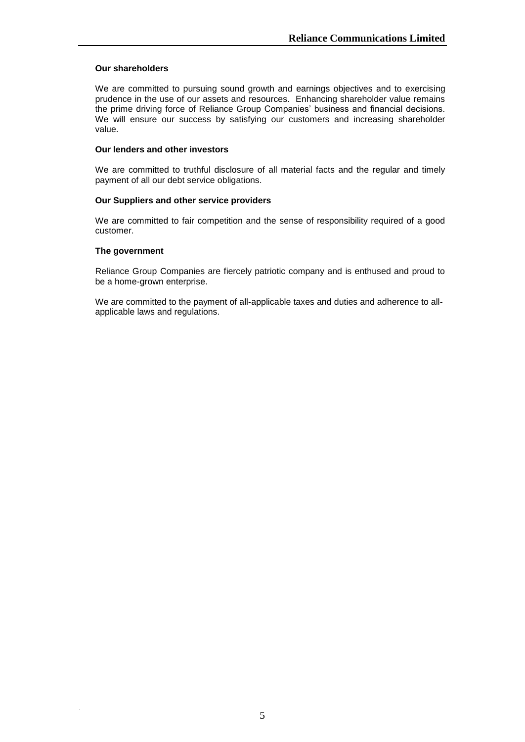**Our shareholders**

We are committed to pursuing sound growth and earnings objectives and to exercising prudence in the use of our assets and resources. Enhancing shareholder value remains the prime driving force of Reliance Group Companies' business and financial decisions. We will ensure our success by satisfying our customers and increasing shareholder value.

**Our lenders and other investors**

We are committed to truthful disclosure of all material facts and the regular and timely payment of all our debt service obligations.

**Our Suppliers and other service providers**

We are committed to fair competition and the sense of responsibility required of a good customer.

**The government**

Reliance Group Companies are fiercely patriotic company and is enthused and proud to be a home-grown enterprise.

We are committed to the payment of all-applicable taxes and duties and adherence to all-applicable laws and regulations.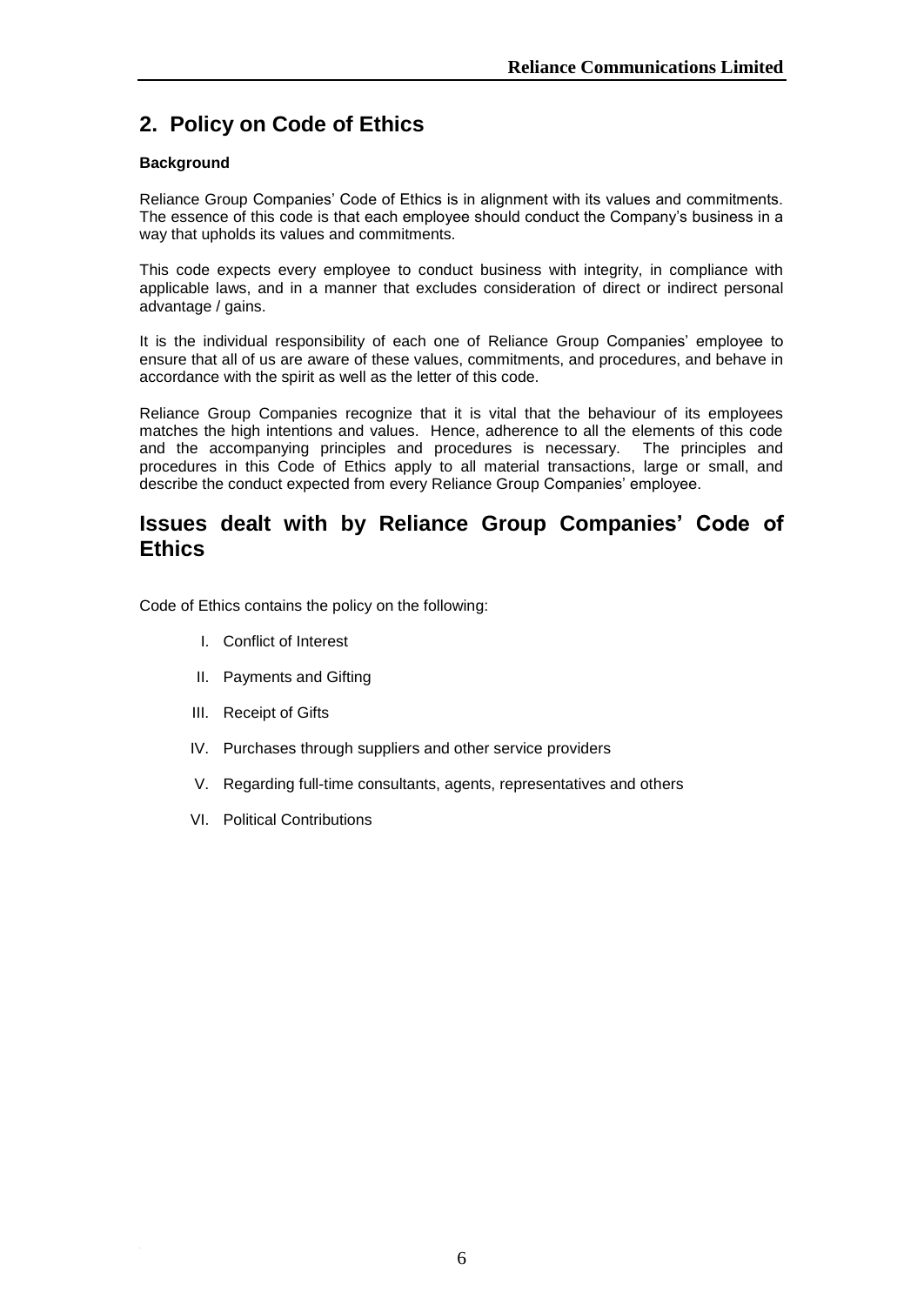## 2. Policy on Code of Ethics

**Background**

Reliance Group Companies' Code of Ethics is in alignment with its values and commitments. The essence of this code is that each employee should conduct the Company's business in a way that upholds its values and commitments.

This code expects every employee to conduct business with integrity, in compliance with applicable laws, and in a manner that excludes consideration of direct or indirect personal advantage / gains.

It is the individual responsibility of each one of Reliance Group Companies' employee to ensure that all of us are aware of these values, commitments, and procedures, and behave in accordance with the spirit as well as the letter of this code.

Reliance Group Companies recognize that it is vital that the behaviour of its employees matches the high intentions and values. Hence, adherence to all the elements of this code and the accompanying principles and procedures is necessary. The principles and procedures in this Code of Ethics apply to all material transactions, large or small, and describe the conduct expected from every Reliance Group Companies' employee.

## Issues dealt with by Reliance Group Companies' Code of Ethics

Code of Ethics contains the policy on the following:

I. Conflict of Interest

II. Payments and Gifting

III. Receipt of Gifts

IV. Purchases through suppliers and other service providers

V. Regarding full-time consultants, agents, representatives and others

VI. Political Contributions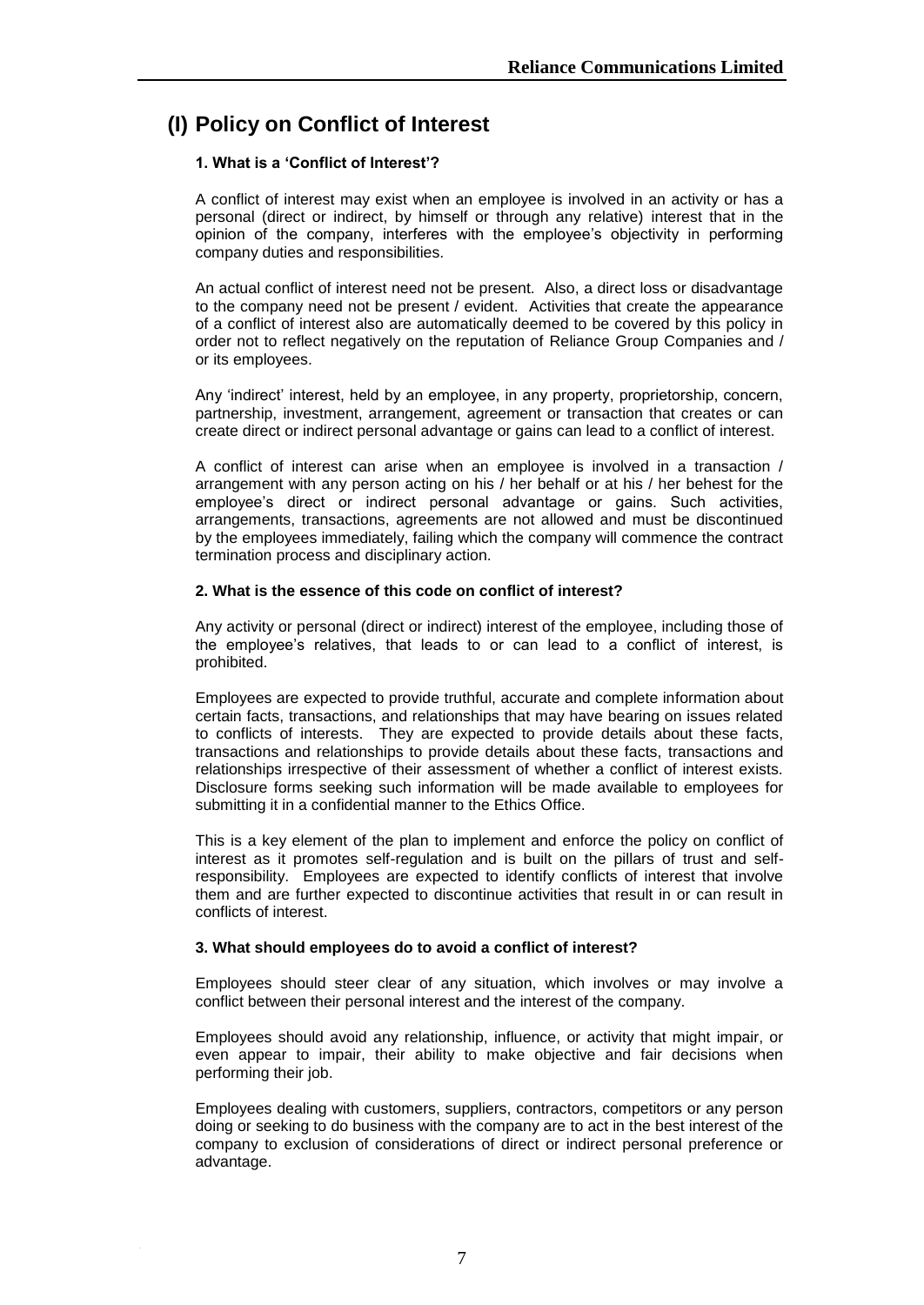## (I) Policy on Conflict of Interest

### 1. What is a 'Conflict of Interest'?

A conflict of interest may exist when an employee is involved in an activity or has a personal (direct or indirect, by himself or through any relative) interest that in the opinion of the company, interferes with the employee's objectivity in performing company duties and responsibilities.

An actual conflict of interest need not be present. Also, a direct loss or disadvantage to the company need not be present / evident. Activities that create the appearance of a conflict of interest also are automatically deemed to be covered by this policy in order not to reflect negatively on the reputation of Reliance Group Companies and / or its employees.

Any 'indirect' interest, held by an employee, in any property, proprietorship, concern, partnership, investment, arrangement, agreement or transaction that creates or can create direct or indirect personal advantage or gains can lead to a conflict of interest.

A conflict of interest can arise when an employee is involved in a transaction / arrangement with any person acting on his / her behalf or at his / her behest for the employee's direct or indirect personal advantage or gains. Such activities, arrangements, transactions, agreements are not allowed and must be discontinued by the employees immediately, failing which the company will commence the contract termination process and disciplinary action.

### 2. What is the essence of this code on conflict of interest?

Any activity or personal (direct or indirect) interest of the employee, including those of the employee's relatives, that leads to or can lead to a conflict of interest, is prohibited.

Employees are expected to provide truthful, accurate and complete information about certain facts, transactions, and relationships that may have bearing on issues related to conflicts of interests. They are expected to provide details about these facts, transactions and relationships to provide details about these facts, transactions and relationships irrespective of their assessment of whether a conflict of interest exists. Disclosure forms seeking such information will be made available to employees for submitting it in a confidential manner to the Ethics Office.

This is a key element of the plan to implement and enforce the policy on conflict of interest as it promotes self-regulation and is built on the pillars of trust and self-responsibility. Employees are expected to identify conflicts of interest that involve them and are further expected to discontinue activities that result in or can result in conflicts of interest.

### 3. What should employees do to avoid a conflict of interest?

Employees should steer clear of any situation, which involves or may involve a conflict between their personal interest and the interest of the company.

Employees should avoid any relationship, influence, or activity that might impair, or even appear to impair, their ability to make objective and fair decisions when performing their job.

Employees dealing with customers, suppliers, contractors, competitors or any person doing or seeking to do business with the company are to act in the best interest of the company to exclusion of considerations of direct or indirect personal preference or advantage.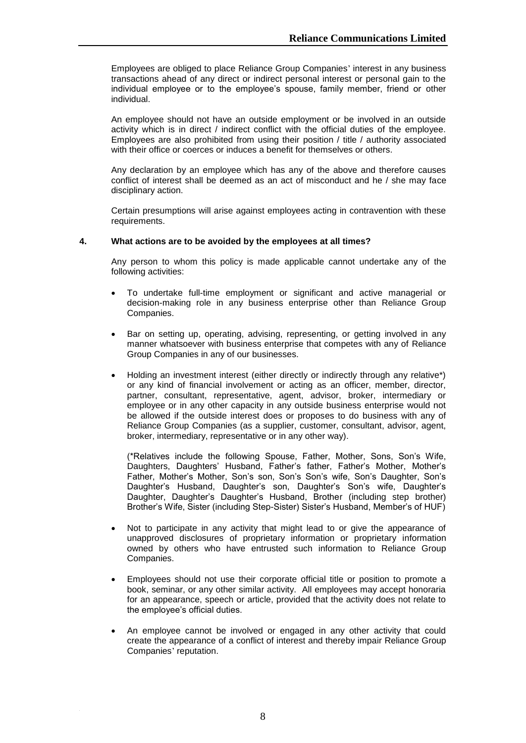Employees are obliged to place Reliance Group Companies' interest in any business transactions ahead of any direct or indirect personal interest or personal gain to the individual employee or to the employee's spouse, family member, friend or other individual.

An employee should not have an outside employment or be involved in an outside activity which is in direct / indirect conflict with the official duties of the employee. Employees are also prohibited from using their position / title / authority associated with their office or coerces or induces a benefit for themselves or others.

Any declaration by an employee which has any of the above and therefore causes conflict of interest shall be deemed as an act of misconduct and he / she may face disciplinary action.

Certain presumptions will arise against employees acting in contravention with these requirements.

#### 4. What actions are to be avoided by the employees at all times?

Any person to whom this policy is made applicable cannot undertake any of the following activities:

- To undertake full-time employment or significant and active managerial or decision-making role in any business enterprise other than Reliance Group Companies.

- Bar on setting up, operating, advising, representing, or getting involved in any manner whatsoever with business enterprise that competes with any of Reliance Group Companies in any of our businesses.

- Holding an investment interest (either directly or indirectly through any relative*) or any kind of financial involvement or acting as an officer, member, director, partner, consultant, representative, agent, advisor, broker, intermediary or employee or in any other capacity in any outside business enterprise would not be allowed if the outside interest does or proposes to do business with any of Reliance Group Companies (as a supplier, customer, consultant, advisor, agent, broker, intermediary, representative or in any other way).

  (*Relatives include the following Spouse, Father, Mother, Sons, Son's Wife, Daughters, Daughters' Husband, Father's father, Father's Mother, Mother's Father, Mother's Mother, Son's son, Son's Son's wife, Son's Daughter, Son's Daughter's Husband, Daughter's son, Daughter's Son's wife, Daughter's Daughter, Daughter's Daughter's Husband, Brother (including step brother) Brother's Wife, Sister (including Step-Sister) Sister's Husband, Member's of HUF)

- Not to participate in any activity that might lead to or give the appearance of unapproved disclosures of proprietary information or proprietary information owned by others who have entrusted such information to Reliance Group Companies.

- Employees should not use their corporate official title or position to promote a book, seminar, or any other similar activity. All employees may accept honoraria for an appearance, speech or article, provided that the activity does not relate to the employee's official duties.

- An employee cannot be involved or engaged in any other activity that could create the appearance of a conflict of interest and thereby impair Reliance Group Companies' reputation.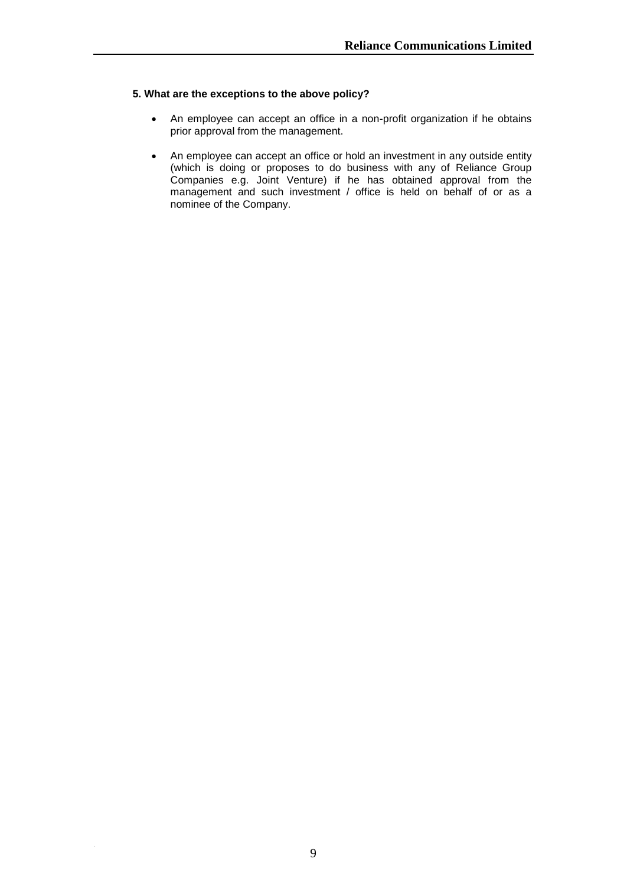**5. What are the exceptions to the above policy?**

- An employee can accept an office in a non-profit organization if he obtains prior approval from the management.
- An employee can accept an office or hold an investment in any outside entity (which is doing or proposes to do business with any of Reliance Group Companies e.g. Joint Venture) if he has obtained approval from the management and such investment / office is held on behalf of or as a nominee of the Company.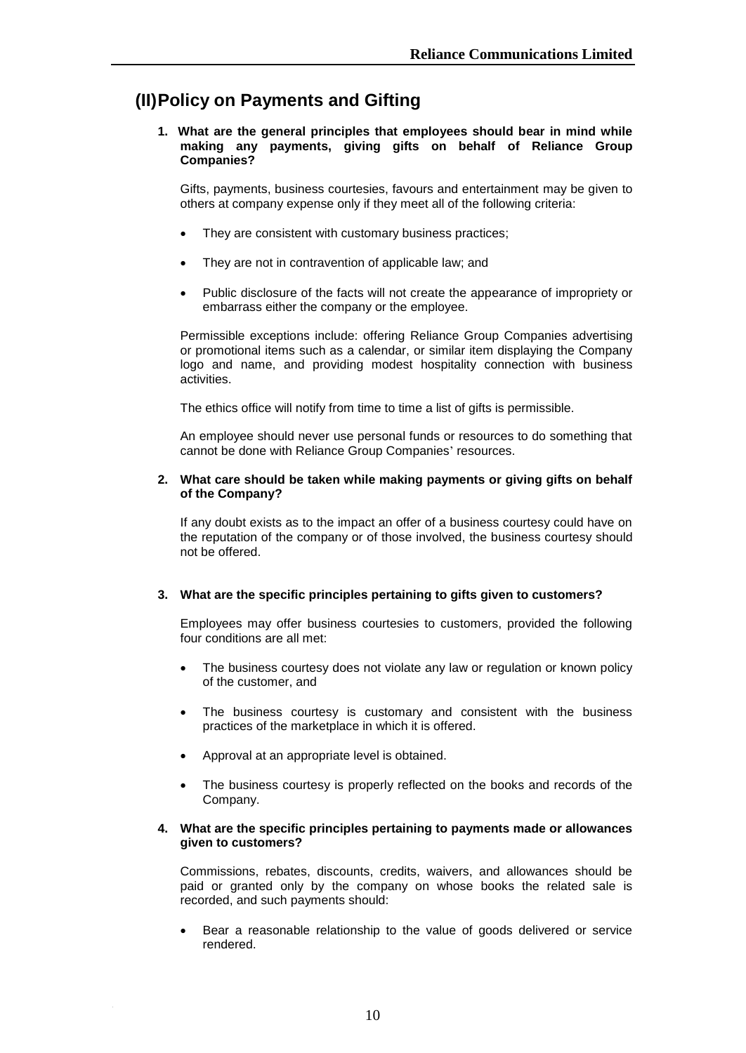## (II) Policy on Payments and Gifting

**1. What are the general principles that employees should bear in mind while making any payments, giving gifts on behalf of Reliance Group Companies?**

Gifts, payments, business courtesies, favours and entertainment may be given to others at company expense only if they meet all of the following criteria:

- They are consistent with customary business practices;
- They are not in contravention of applicable law; and
- Public disclosure of the facts will not create the appearance of impropriety or embarrass either the company or the employee.

Permissible exceptions include: offering Reliance Group Companies advertising or promotional items such as a calendar, or similar item displaying the Company logo and name, and providing modest hospitality connection with business activities.

The ethics office will notify from time to time a list of gifts is permissible.

An employee should never use personal funds or resources to do something that cannot be done with Reliance Group Companies' resources.

**2. What care should be taken while making payments or giving gifts on behalf of the Company?**

If any doubt exists as to the impact an offer of a business courtesy could have on the reputation of the company or of those involved, the business courtesy should not be offered.

**3. What are the specific principles pertaining to gifts given to customers?**

Employees may offer business courtesies to customers, provided the following four conditions are all met:

- The business courtesy does not violate any law or regulation or known policy of the customer, and
- The business courtesy is customary and consistent with the business practices of the marketplace in which it is offered.
- Approval at an appropriate level is obtained.
- The business courtesy is properly reflected on the books and records of the Company.

**4. What are the specific principles pertaining to payments made or allowances given to customers?**

Commissions, rebates, discounts, credits, waivers, and allowances should be paid or granted only by the company on whose books the related sale is recorded, and such payments should:

- Bear a reasonable relationship to the value of goods delivered or service rendered.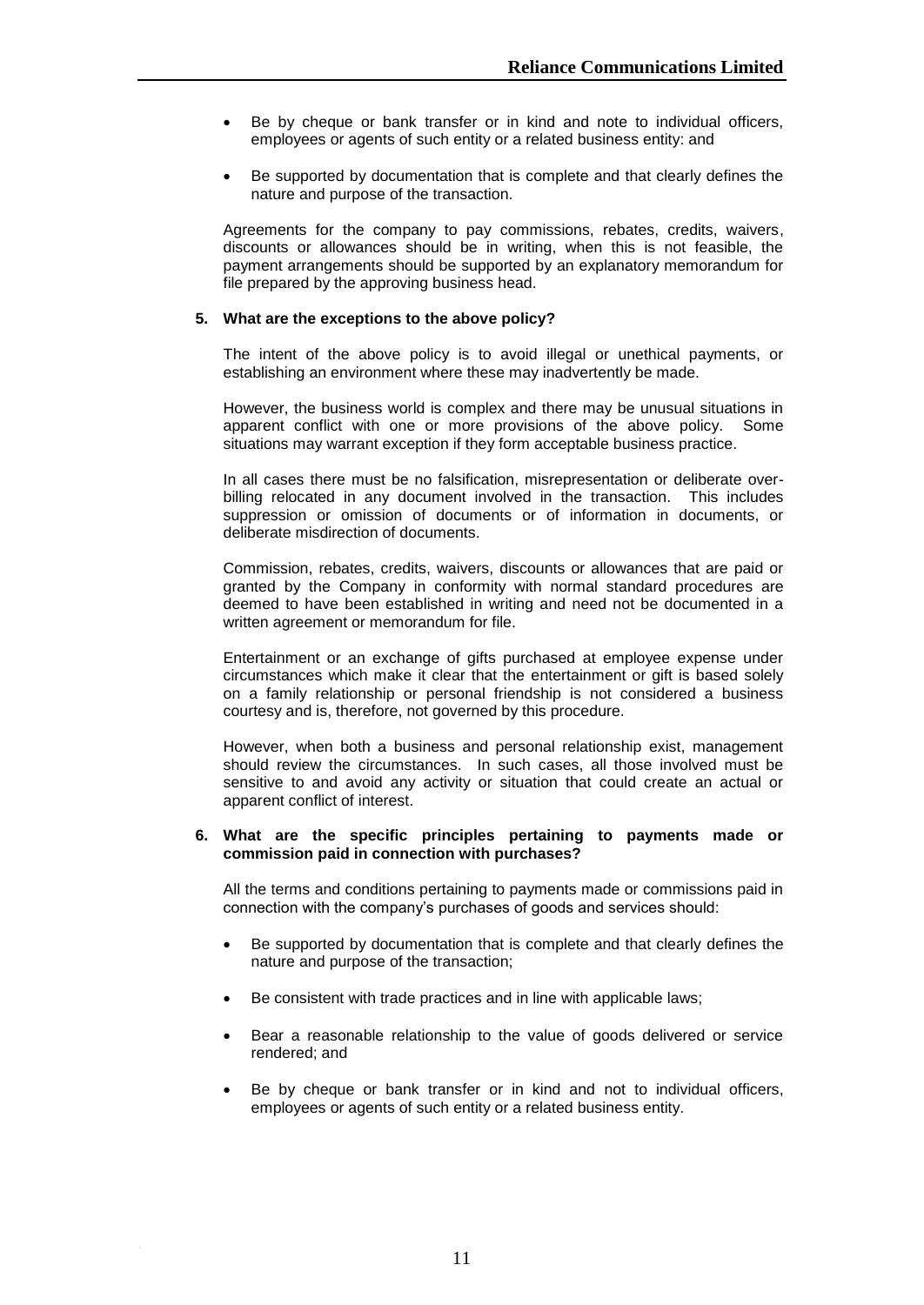- Be by cheque or bank transfer or in kind and note to individual officers, employees or agents of such entity or a related business entity: and
- Be supported by documentation that is complete and that clearly defines the nature and purpose of the transaction.

Agreements for the company to pay commissions, rebates, credits, waivers, discounts or allowances should be in writing, when this is not feasible, the payment arrangements should be supported by an explanatory memorandum for file prepared by the approving business head.

**5. What are the exceptions to the above policy?**

The intent of the above policy is to avoid illegal or unethical payments, or establishing an environment where these may inadvertently be made.

However, the business world is complex and there may be unusual situations in apparent conflict with one or more provisions of the above policy. Some situations may warrant exception if they form acceptable business practice.

In all cases there must be no falsification, misrepresentation or deliberate over-billing relocated in any document involved in the transaction. This includes suppression or omission of documents or of information in documents, or deliberate misdirection of documents.

Commission, rebates, credits, waivers, discounts or allowances that are paid or granted by the Company in conformity with normal standard procedures are deemed to have been established in writing and need not be documented in a written agreement or memorandum for file.

Entertainment or an exchange of gifts purchased at employee expense under circumstances which make it clear that the entertainment or gift is based solely on a family relationship or personal friendship is not considered a business courtesy and is, therefore, not governed by this procedure.

However, when both a business and personal relationship exist, management should review the circumstances. In such cases, all those involved must be sensitive to and avoid any activity or situation that could create an actual or apparent conflict of interest.

**6. What are the specific principles pertaining to payments made or commission paid in connection with purchases?**

All the terms and conditions pertaining to payments made or commissions paid in connection with the company's purchases of goods and services should:

- Be supported by documentation that is complete and that clearly defines the nature and purpose of the transaction;
- Be consistent with trade practices and in line with applicable laws;
- Bear a reasonable relationship to the value of goods delivered or service rendered; and
- Be by cheque or bank transfer or in kind and not to individual officers, employees or agents of such entity or a related business entity.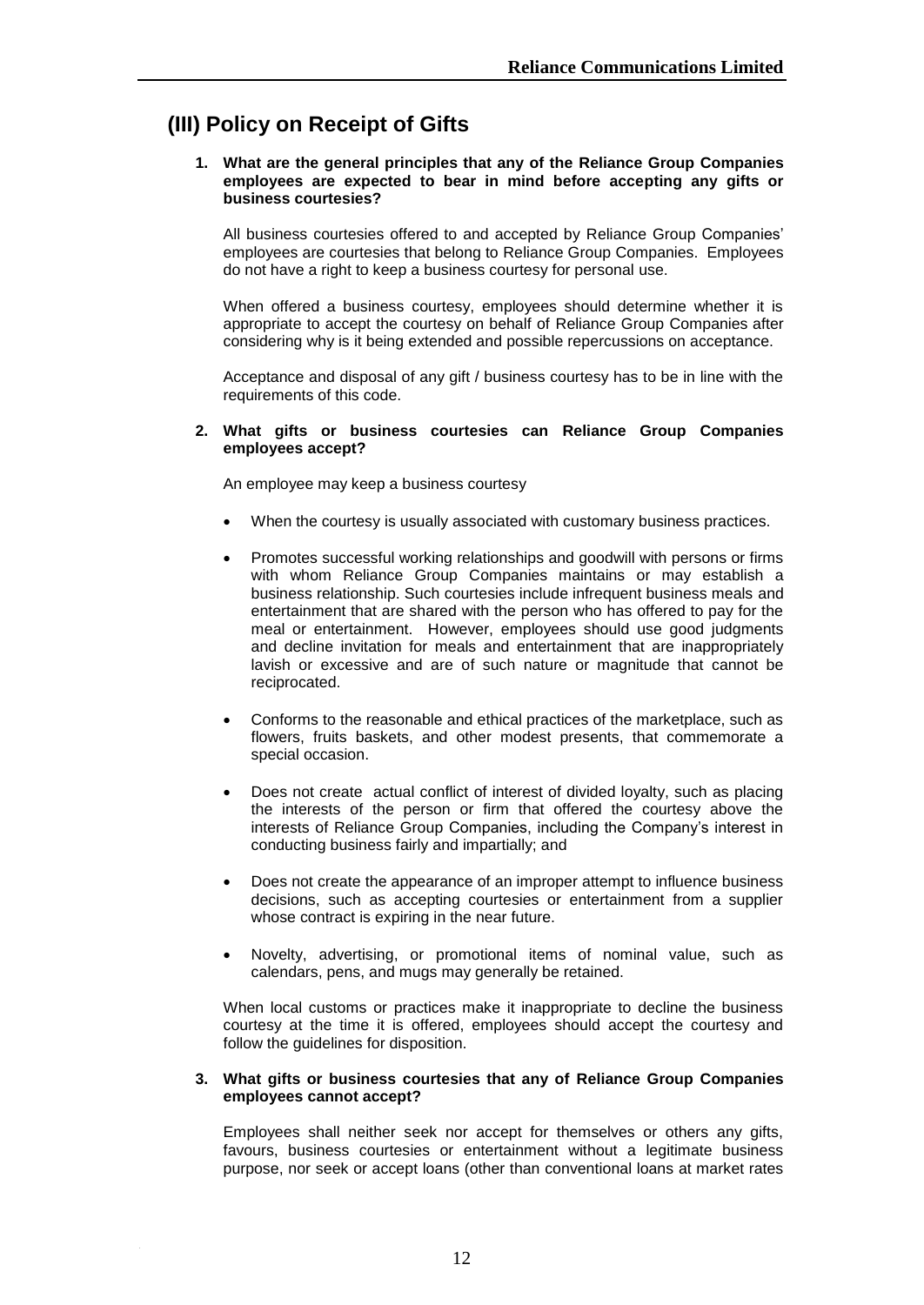## (III) Policy on Receipt of Gifts

**1. What are the general principles that any of the Reliance Group Companies employees are expected to bear in mind before accepting any gifts or business courtesies?**

All business courtesies offered to and accepted by Reliance Group Companies' employees are courtesies that belong to Reliance Group Companies. Employees do not have a right to keep a business courtesy for personal use.

When offered a business courtesy, employees should determine whether it is appropriate to accept the courtesy on behalf of Reliance Group Companies after considering why is it being extended and possible repercussions on acceptance.

Acceptance and disposal of any gift / business courtesy has to be in line with the requirements of this code.

**2. What gifts or business courtesies can Reliance Group Companies employees accept?**

An employee may keep a business courtesy

- When the courtesy is usually associated with customary business practices.
- Promotes successful working relationships and goodwill with persons or firms with whom Reliance Group Companies maintains or may establish a business relationship. Such courtesies include infrequent business meals and entertainment that are shared with the person who has offered to pay for the meal or entertainment. However, employees should use good judgments and decline invitation for meals and entertainment that are inappropriately lavish or excessive and are of such nature or magnitude that cannot be reciprocated.
- Conforms to the reasonable and ethical practices of the marketplace, such as flowers, fruits baskets, and other modest presents, that commemorate a special occasion.
- Does not create actual conflict of interest of divided loyalty, such as placing the interests of the person or firm that offered the courtesy above the interests of Reliance Group Companies, including the Company's interest in conducting business fairly and impartially; and
- Does not create the appearance of an improper attempt to influence business decisions, such as accepting courtesies or entertainment from a supplier whose contract is expiring in the near future.
- Novelty, advertising, or promotional items of nominal value, such as calendars, pens, and mugs may generally be retained.

When local customs or practices make it inappropriate to decline the business courtesy at the time it is offered, employees should accept the courtesy and follow the guidelines for disposition.

**3. What gifts or business courtesies that any of Reliance Group Companies employees cannot accept?**

Employees shall neither seek nor accept for themselves or others any gifts, favours, business courtesies or entertainment without a legitimate business purpose, nor seek or accept loans (other than conventional loans at market rates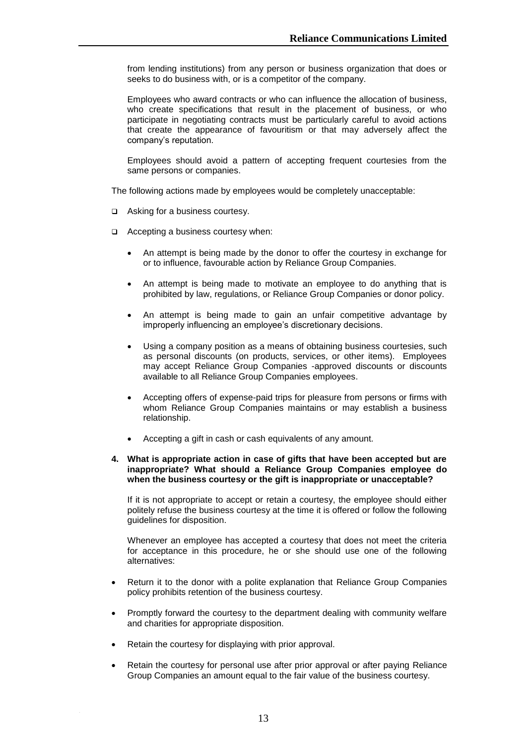from lending institutions) from any person or business organization that does or seeks to do business with, or is a competitor of the company.

Employees who award contracts or who can influence the allocation of business, who create specifications that result in the placement of business, or who participate in negotiating contracts must be particularly careful to avoid actions that create the appearance of favouritism or that may adversely affect the company's reputation.

Employees should avoid a pattern of accepting frequent courtesies from the same persons or companies.

The following actions made by employees would be completely unacceptable:

- Asking for a business courtesy.
- Accepting a business courtesy when:
  - An attempt is being made by the donor to offer the courtesy in exchange for or to influence, favourable action by Reliance Group Companies.
  - An attempt is being made to motivate an employee to do anything that is prohibited by law, regulations, or Reliance Group Companies or donor policy.
  - An attempt is being made to gain an unfair competitive advantage by improperly influencing an employee's discretionary decisions.
  - Using a company position as a means of obtaining business courtesies, such as personal discounts (on products, services, or other items). Employees may accept Reliance Group Companies -approved discounts or discounts available to all Reliance Group Companies employees.
  - Accepting offers of expense-paid trips for pleasure from persons or firms with whom Reliance Group Companies maintains or may establish a business relationship.
  - Accepting a gift in cash or cash equivalents of any amount.

**4. What is appropriate action in case of gifts that have been accepted but are inappropriate? What should a Reliance Group Companies employee do when the business courtesy or the gift is inappropriate or unacceptable?**

If it is not appropriate to accept or retain a courtesy, the employee should either politely refuse the business courtesy at the time it is offered or follow the following guidelines for disposition.

Whenever an employee has accepted a courtesy that does not meet the criteria for acceptance in this procedure, he or she should use one of the following alternatives:

- Return it to the donor with a polite explanation that Reliance Group Companies policy prohibits retention of the business courtesy.
- Promptly forward the courtesy to the department dealing with community welfare and charities for appropriate disposition.
- Retain the courtesy for displaying with prior approval.
- Retain the courtesy for personal use after prior approval or after paying Reliance Group Companies an amount equal to the fair value of the business courtesy.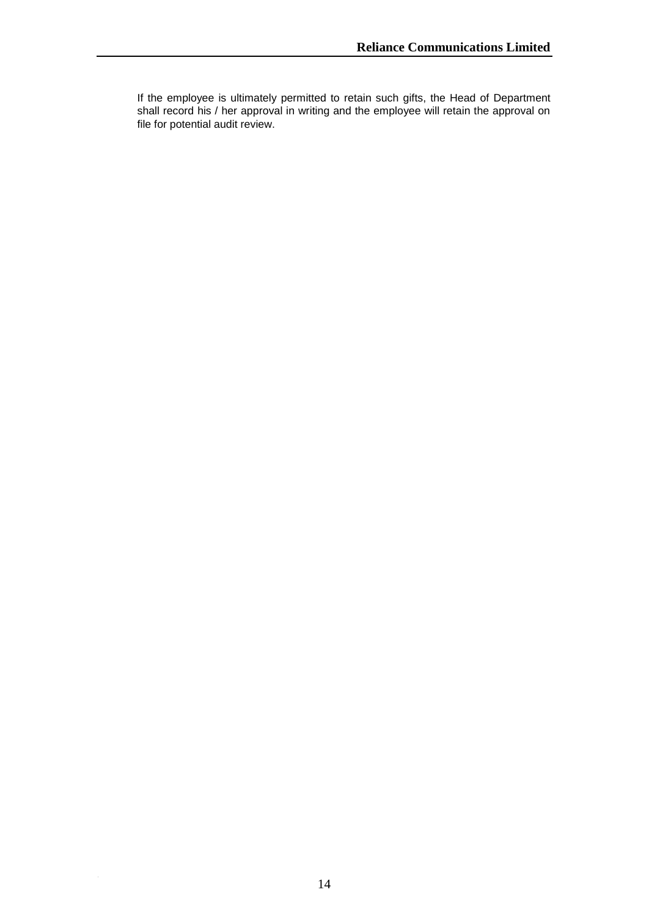If the employee is ultimately permitted to retain such gifts, the Head of Department shall record his / her approval in writing and the employee will retain the approval on file for potential audit review.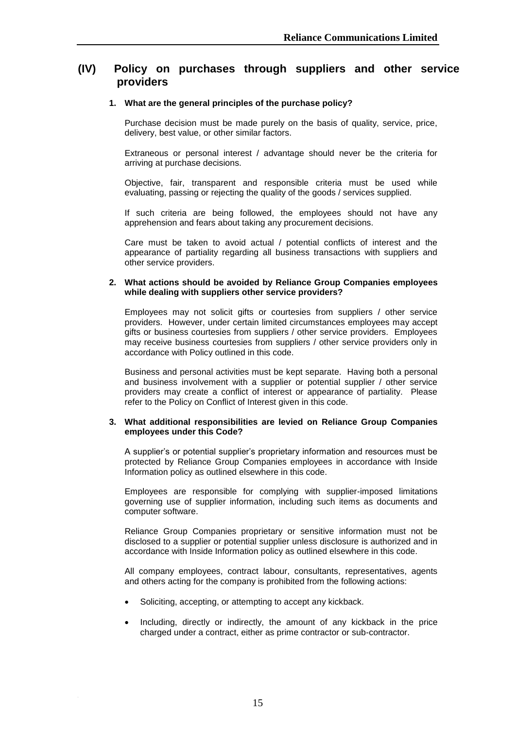## (IV) Policy on purchases through suppliers and other service providers

**1. What are the general principles of the purchase policy?**

Purchase decision must be made purely on the basis of quality, service, price, delivery, best value, or other similar factors.

Extraneous or personal interest / advantage should never be the criteria for arriving at purchase decisions.

Objective, fair, transparent and responsible criteria must be used while evaluating, passing or rejecting the quality of the goods / services supplied.

If such criteria are being followed, the employees should not have any apprehension and fears about taking any procurement decisions.

Care must be taken to avoid actual / potential conflicts of interest and the appearance of partiality regarding all business transactions with suppliers and other service providers.

**2. What actions should be avoided by Reliance Group Companies employees while dealing with suppliers other service providers?**

Employees may not solicit gifts or courtesies from suppliers / other service providers. However, under certain limited circumstances employees may accept gifts or business courtesies from suppliers / other service providers. Employees may receive business courtesies from suppliers / other service providers only in accordance with Policy outlined in this code.

Business and personal activities must be kept separate. Having both a personal and business involvement with a supplier or potential supplier / other service providers may create a conflict of interest or appearance of partiality. Please refer to the Policy on Conflict of Interest given in this code.

**3. What additional responsibilities are levied on Reliance Group Companies employees under this Code?**

A supplier's or potential supplier's proprietary information and resources must be protected by Reliance Group Companies employees in accordance with Inside Information policy as outlined elsewhere in this code.

Employees are responsible for complying with supplier-imposed limitations governing use of supplier information, including such items as documents and computer software.

Reliance Group Companies proprietary or sensitive information must not be disclosed to a supplier or potential supplier unless disclosure is authorized and in accordance with Inside Information policy as outlined elsewhere in this code.

All company employees, contract labour, consultants, representatives, agents and others acting for the company is prohibited from the following actions:

- Soliciting, accepting, or attempting to accept any kickback.
- Including, directly or indirectly, the amount of any kickback in the price charged under a contract, either as prime contractor or sub-contractor.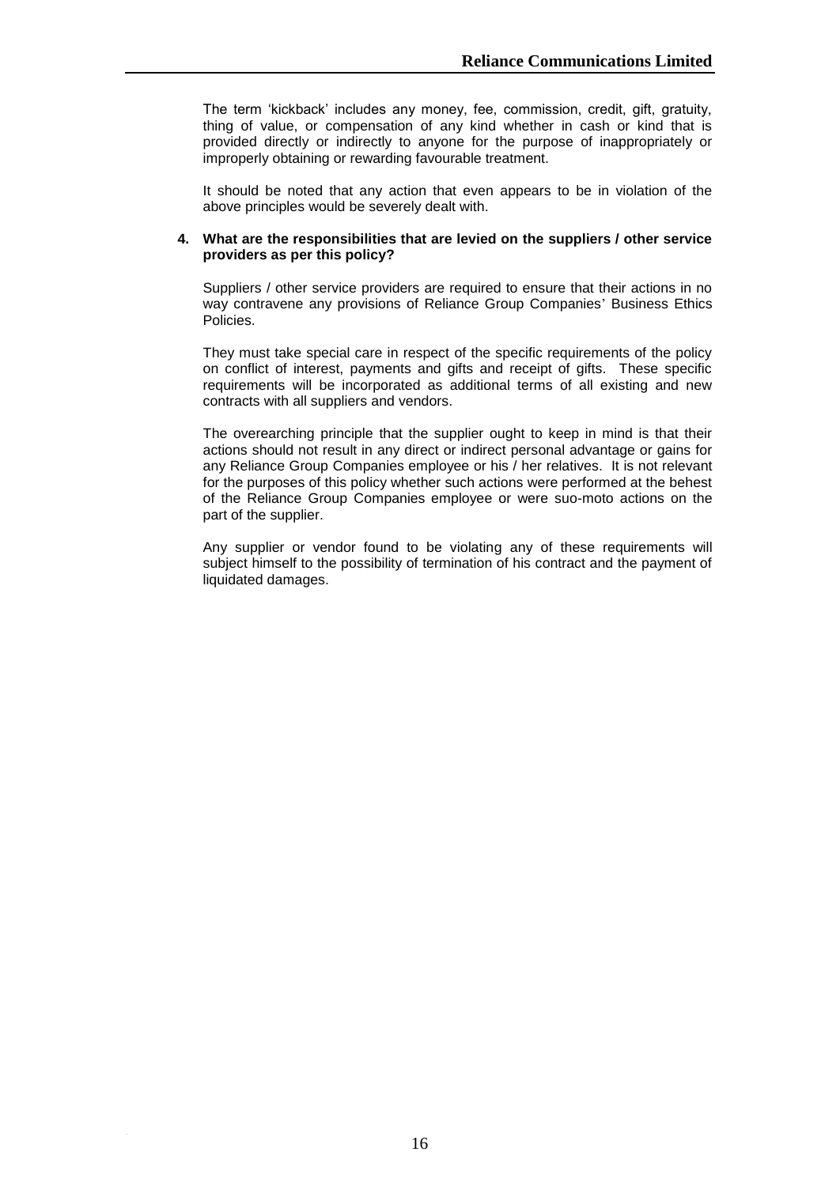The term 'kickback' includes any money, fee, commission, credit, gift, gratuity, thing of value, or compensation of any kind whether in cash or kind that is provided directly or indirectly to anyone for the purpose of inappropriately or improperly obtaining or rewarding favourable treatment.

It should be noted that any action that even appears to be in violation of the above principles would be severely dealt with.

**4. What are the responsibilities that are levied on the suppliers / other service providers as per this policy?**

Suppliers / other service providers are required to ensure that their actions in no way contravene any provisions of Reliance Group Companies' Business Ethics Policies.

They must take special care in respect of the specific requirements of the policy on conflict of interest, payments and gifts and receipt of gifts. These specific requirements will be incorporated as additional terms of all existing and new contracts with all suppliers and vendors.

The overearching principle that the supplier ought to keep in mind is that their actions should not result in any direct or indirect personal advantage or gains for any Reliance Group Companies employee or his / her relatives. It is not relevant for the purposes of this policy whether such actions were performed at the behest of the Reliance Group Companies employee or were suo-moto actions on the part of the supplier.

Any supplier or vendor found to be violating any of these requirements will subject himself to the possibility of termination of his contract and the payment of liquidated damages.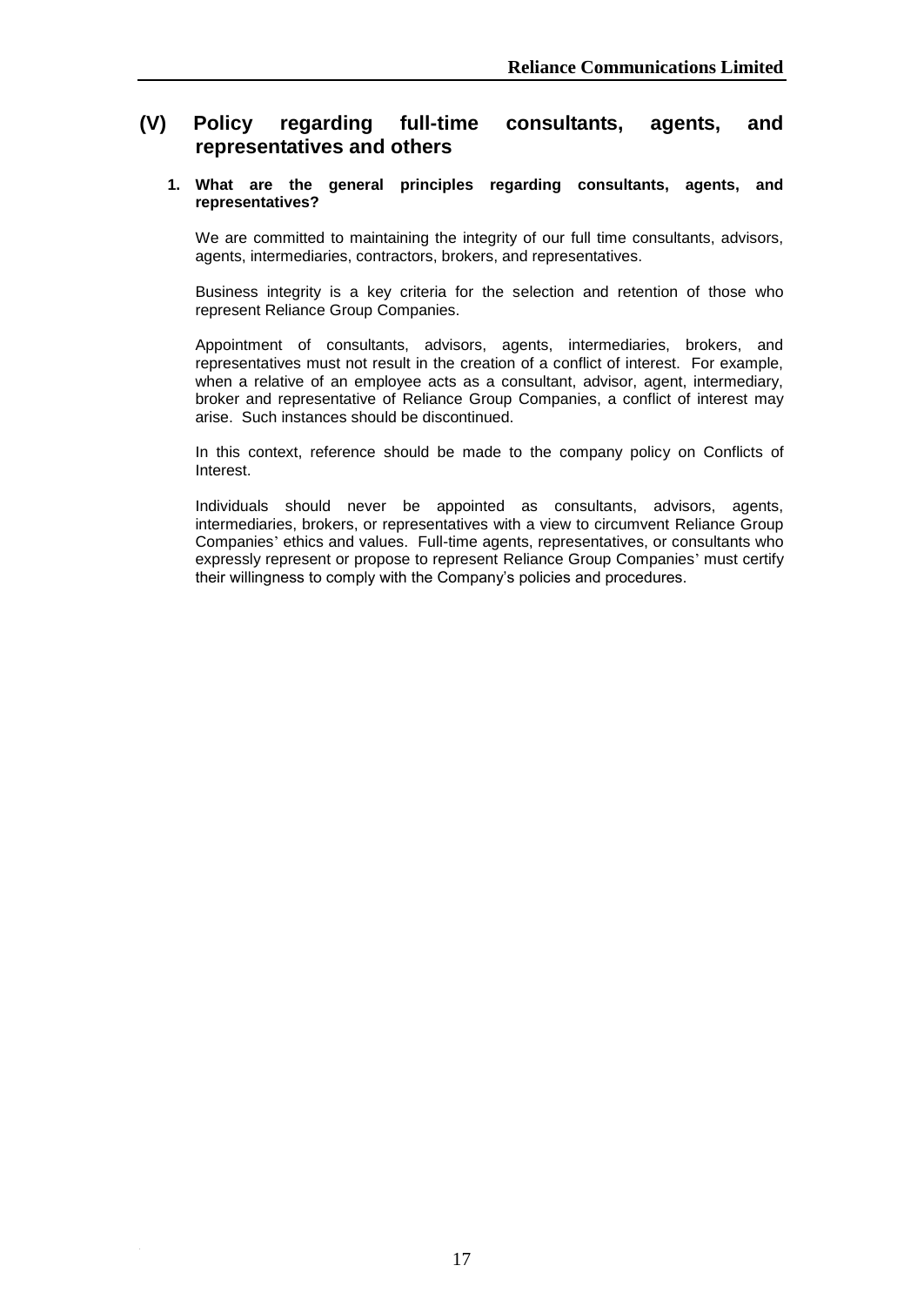## (V) Policy regarding full-time consultants, agents, and representatives and others

### 1. What are the general principles regarding consultants, agents, and representatives?

We are committed to maintaining the integrity of our full time consultants, advisors, agents, intermediaries, contractors, brokers, and representatives.

Business integrity is a key criteria for the selection and retention of those who represent Reliance Group Companies.

Appointment of consultants, advisors, agents, intermediaries, brokers, and representatives must not result in the creation of a conflict of interest. For example, when a relative of an employee acts as a consultant, advisor, agent, intermediary, broker and representative of Reliance Group Companies, a conflict of interest may arise. Such instances should be discontinued.

In this context, reference should be made to the company policy on Conflicts of Interest.

Individuals should never be appointed as consultants, advisors, agents, intermediaries, brokers, or representatives with a view to circumvent Reliance Group Companies' ethics and values. Full-time agents, representatives, or consultants who expressly represent or propose to represent Reliance Group Companies' must certify their willingness to comply with the Company's policies and procedures.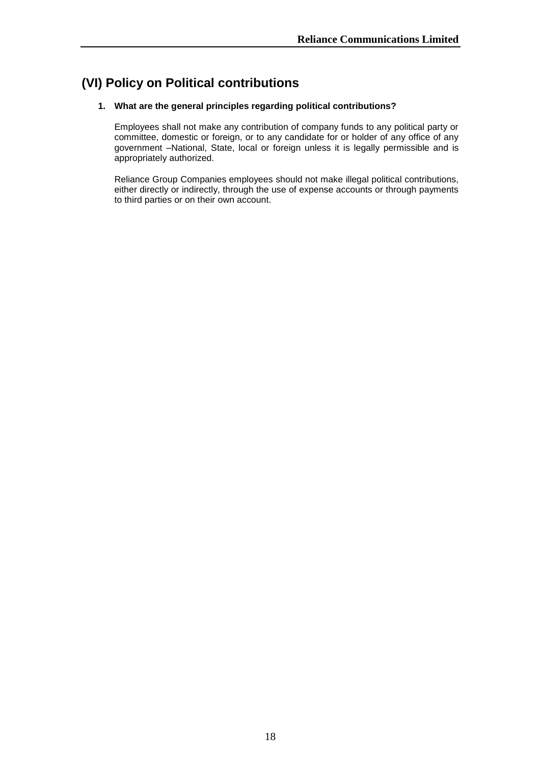## (VI) Policy on Political contributions

**1. What are the general principles regarding political contributions?**

Employees shall not make any contribution of company funds to any political party or committee, domestic or foreign, or to any candidate for or holder of any office of any government –National, State, local or foreign unless it is legally permissible and is appropriately authorized.

Reliance Group Companies employees should not make illegal political contributions, either directly or indirectly, through the use of expense accounts or through payments to third parties or on their own account.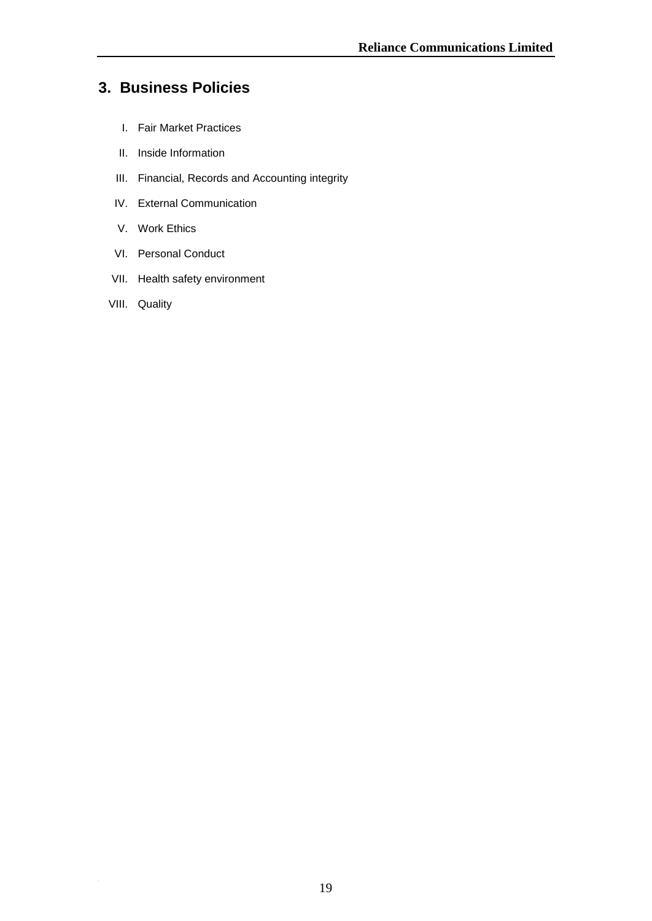## 3. Business Policies

I. Fair Market Practices

II. Inside Information

III. Financial, Records and Accounting integrity

IV. External Communication

V. Work Ethics

VI. Personal Conduct

VII. Health safety environment

VIII. Quality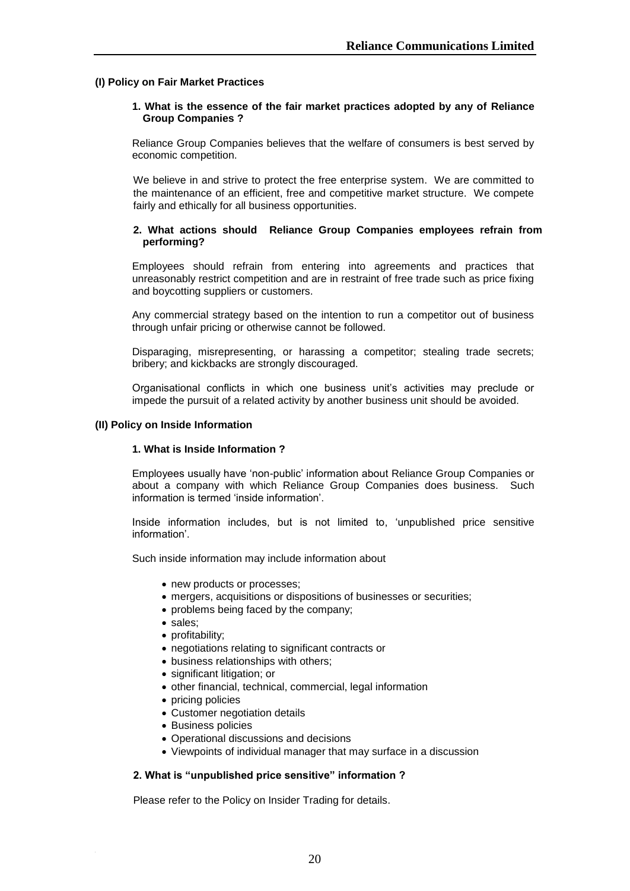## (I) Policy on Fair Market Practices

### 1. What is the essence of the fair market practices adopted by any of Reliance Group Companies ?

Reliance Group Companies believes that the welfare of consumers is best served by economic competition.

We believe in and strive to protect the free enterprise system. We are committed to the maintenance of an efficient, free and competitive market structure. We compete fairly and ethically for all business opportunities.

### 2. What actions should Reliance Group Companies employees refrain from performing?

Employees should refrain from entering into agreements and practices that unreasonably restrict competition and are in restraint of free trade such as price fixing and boycotting suppliers or customers.

Any commercial strategy based on the intention to run a competitor out of business through unfair pricing or otherwise cannot be followed.

Disparaging, misrepresenting, or harassing a competitor; stealing trade secrets; bribery; and kickbacks are strongly discouraged.

Organisational conflicts in which one business unit's activities may preclude or impede the pursuit of a related activity by another business unit should be avoided.

## (II) Policy on Inside Information

### 1. What is Inside Information ?

Employees usually have 'non-public' information about Reliance Group Companies or about a company with which Reliance Group Companies does business. Such information is termed 'inside information'.

Inside information includes, but is not limited to, 'unpublished price sensitive information'.

Such inside information may include information about

- new products or processes;
- mergers, acquisitions or dispositions of businesses or securities;
- problems being faced by the company;
- sales;
- profitability;
- negotiations relating to significant contracts or
- business relationships with others;
- significant litigation; or
- other financial, technical, commercial, legal information
- pricing policies
- Customer negotiation details
- Business policies
- Operational discussions and decisions
- Viewpoints of individual manager that may surface in a discussion

### 2. What is "unpublished price sensitive" information ?

Please refer to the Policy on Insider Trading for details.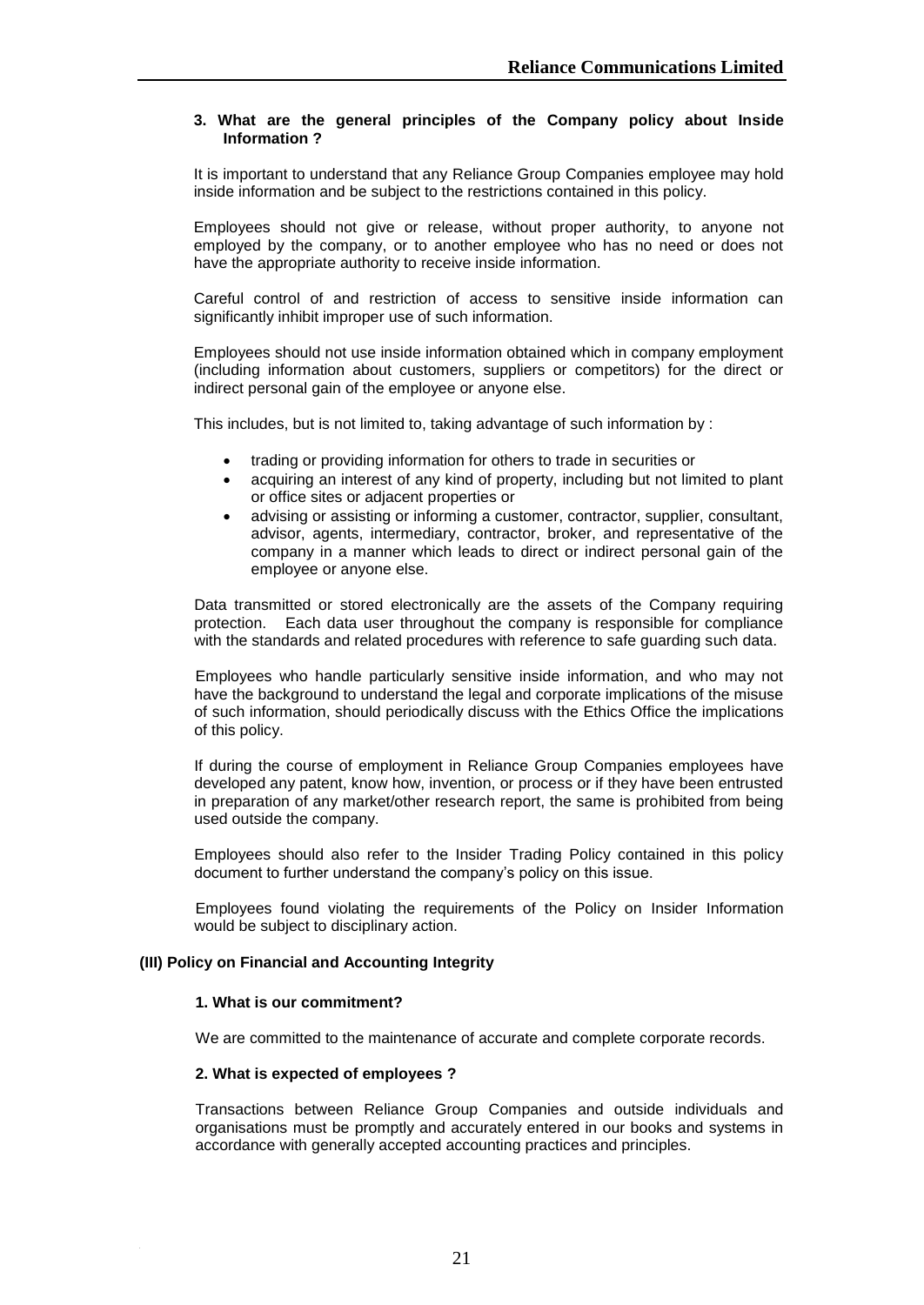**3. What are the general principles of the Company policy about Inside Information ?**

It is important to understand that any Reliance Group Companies employee may hold inside information and be subject to the restrictions contained in this policy.

Employees should not give or release, without proper authority, to anyone not employed by the company, or to another employee who has no need or does not have the appropriate authority to receive inside information.

Careful control of and restriction of access to sensitive inside information can significantly inhibit improper use of such information.

Employees should not use inside information obtained which in company employment (including information about customers, suppliers or competitors) for the direct or indirect personal gain of the employee or anyone else.

This includes, but is not limited to, taking advantage of such information by :

- trading or providing information for others to trade in securities or
- acquiring an interest of any kind of property, including but not limited to plant or office sites or adjacent properties or
- advising or assisting or informing a customer, contractor, supplier, consultant, advisor, agents, intermediary, contractor, broker, and representative of the company in a manner which leads to direct or indirect personal gain of the employee or anyone else.

Data transmitted or stored electronically are the assets of the Company requiring protection. Each data user throughout the company is responsible for compliance with the standards and related procedures with reference to safe guarding such data.

Employees who handle particularly sensitive inside information, and who may not have the background to understand the legal and corporate implications of the misuse of such information, should periodically discuss with the Ethics Office the implications of this policy.

If during the course of employment in Reliance Group Companies employees have developed any patent, know how, invention, or process or if they have been entrusted in preparation of any market/other research report, the same is prohibited from being used outside the company.

Employees should also refer to the Insider Trading Policy contained in this policy document to further understand the company's policy on this issue.

Employees found violating the requirements of the Policy on Insider Information would be subject to disciplinary action.

## (III) Policy on Financial and Accounting Integrity

**1. What is our commitment?**

We are committed to the maintenance of accurate and complete corporate records.

**2. What is expected of employees ?**

Transactions between Reliance Group Companies and outside individuals and organisations must be promptly and accurately entered in our books and systems in accordance with generally accepted accounting practices and principles.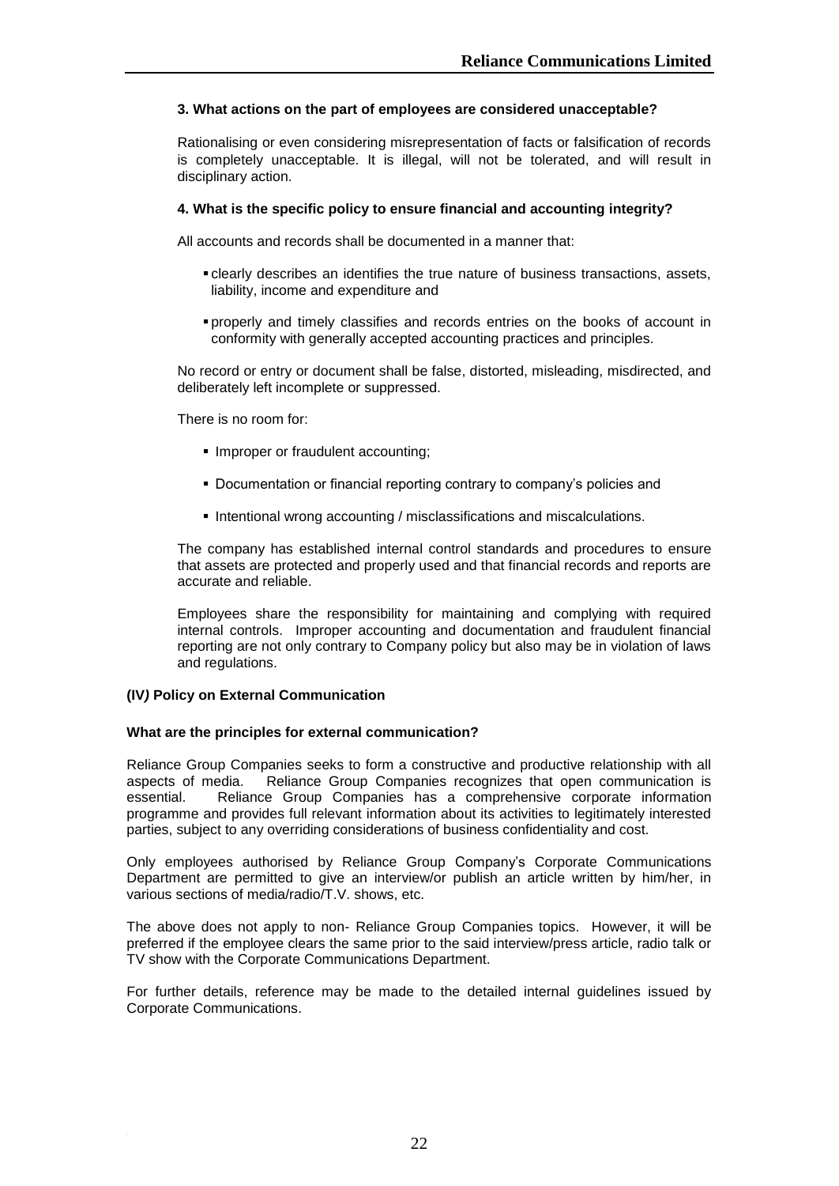### 3. What actions on the part of employees are considered unacceptable?

Rationalising or even considering misrepresentation of facts or falsification of records is completely unacceptable. It is illegal, will not be tolerated, and will result in disciplinary action.

### 4. What is the specific policy to ensure financial and accounting integrity?

All accounts and records shall be documented in a manner that:

- clearly describes an identifies the true nature of business transactions, assets, liability, income and expenditure and
- properly and timely classifies and records entries on the books of account in conformity with generally accepted accounting practices and principles.

No record or entry or document shall be false, distorted, misleading, misdirected, and deliberately left incomplete or suppressed.

There is no room for:

- Improper or fraudulent accounting;
- Documentation or financial reporting contrary to company's policies and
- Intentional wrong accounting / misclassifications and miscalculations.

The company has established internal control standards and procedures to ensure that assets are protected and properly used and that financial records and reports are accurate and reliable.

Employees share the responsibility for maintaining and complying with required internal controls. Improper accounting and documentation and fraudulent financial reporting are not only contrary to Company policy but also may be in violation of laws and regulations.

## (IV*)* Policy on External Communication

### What are the principles for external communication?

Reliance Group Companies seeks to form a constructive and productive relationship with all aspects of media. Reliance Group Companies recognizes that open communication is essential. Reliance Group Companies has a comprehensive corporate information programme and provides full relevant information about its activities to legitimately interested parties, subject to any overriding considerations of business confidentiality and cost.

Only employees authorised by Reliance Group Company's Corporate Communications Department are permitted to give an interview/or publish an article written by him/her, in various sections of media/radio/T.V. shows, etc.

The above does not apply to non- Reliance Group Companies topics. However, it will be preferred if the employee clears the same prior to the said interview/press article, radio talk or TV show with the Corporate Communications Department.

For further details, reference may be made to the detailed internal guidelines issued by Corporate Communications.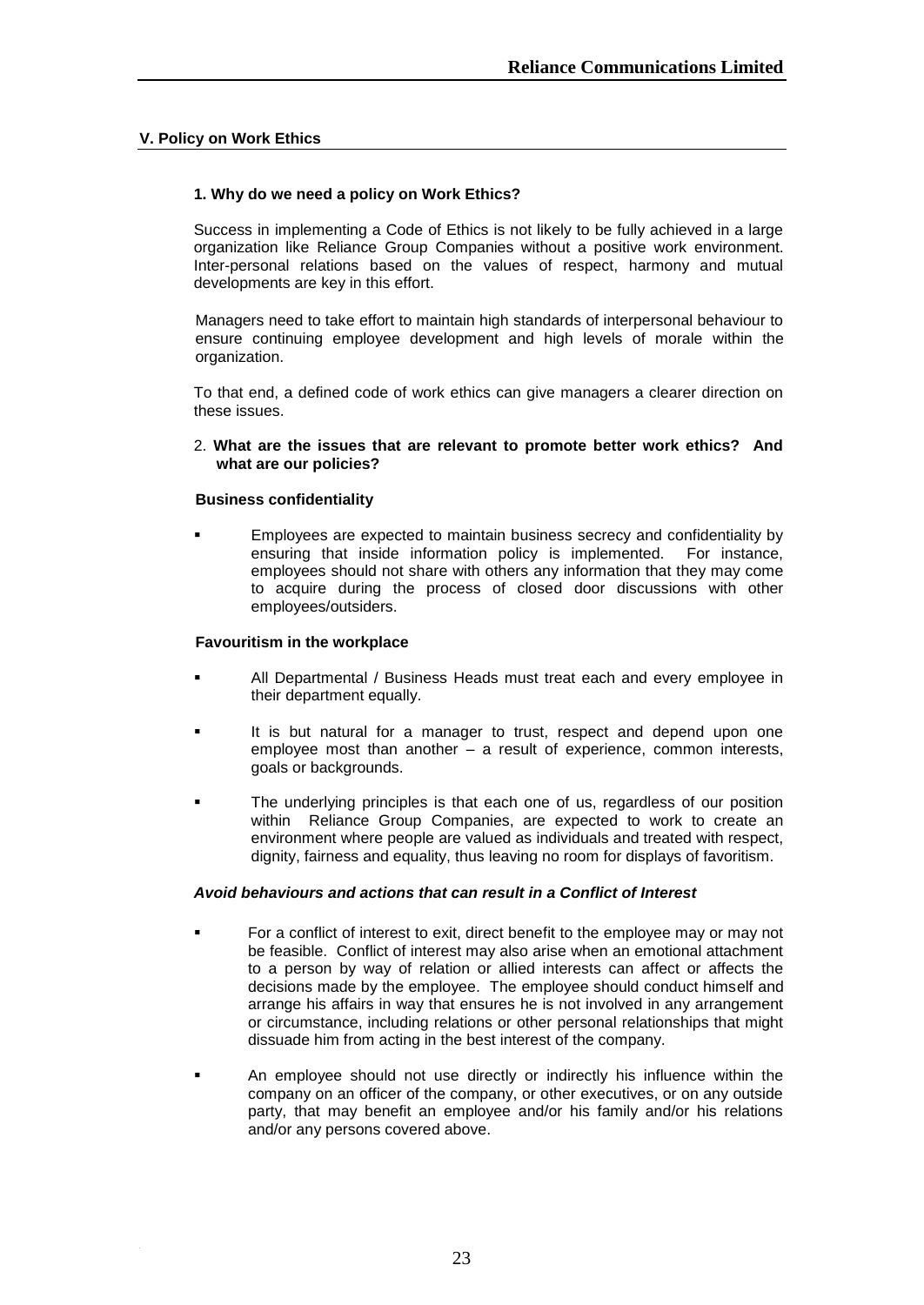## V. Policy on Work Ethics

### 1. Why do we need a policy on Work Ethics?

Success in implementing a Code of Ethics is not likely to be fully achieved in a large organization like Reliance Group Companies without a positive work environment. Inter-personal relations based on the values of respect, harmony and mutual developments are key in this effort.

Managers need to take effort to maintain high standards of interpersonal behaviour to ensure continuing employee development and high levels of morale within the organization.

To that end, a defined code of work ethics can give managers a clearer direction on these issues.

### 2. What are the issues that are relevant to promote better work ethics? And what are our policies?

**Business confidentiality**

- Employees are expected to maintain business secrecy and confidentiality by ensuring that inside information policy is implemented. For instance, employees should not share with others any information that they may come to acquire during the process of closed door discussions with other employees/outsiders.

**Favouritism in the workplace**

- All Departmental / Business Heads must treat each and every employee in their department equally.
- It is but natural for a manager to trust, respect and depend upon one employee most than another – a result of experience, common interests, goals or backgrounds.
- The underlying principles is that each one of us, regardless of our position within Reliance Group Companies, are expected to work to create an environment where people are valued as individuals and treated with respect, dignity, fairness and equality, thus leaving no room for displays of favoritism.

***Avoid behaviours and actions that can result in a Conflict of Interest***

- For a conflict of interest to exit, direct benefit to the employee may or may not be feasible. Conflict of interest may also arise when an emotional attachment to a person by way of relation or allied interests can affect or affects the decisions made by the employee. The employee should conduct himself and arrange his affairs in way that ensures he is not involved in any arrangement or circumstance, including relations or other personal relationships that might dissuade him from acting in the best interest of the company.
- An employee should not use directly or indirectly his influence within the company on an officer of the company, or other executives, or on any outside party, that may benefit an employee and/or his family and/or his relations and/or any persons covered above.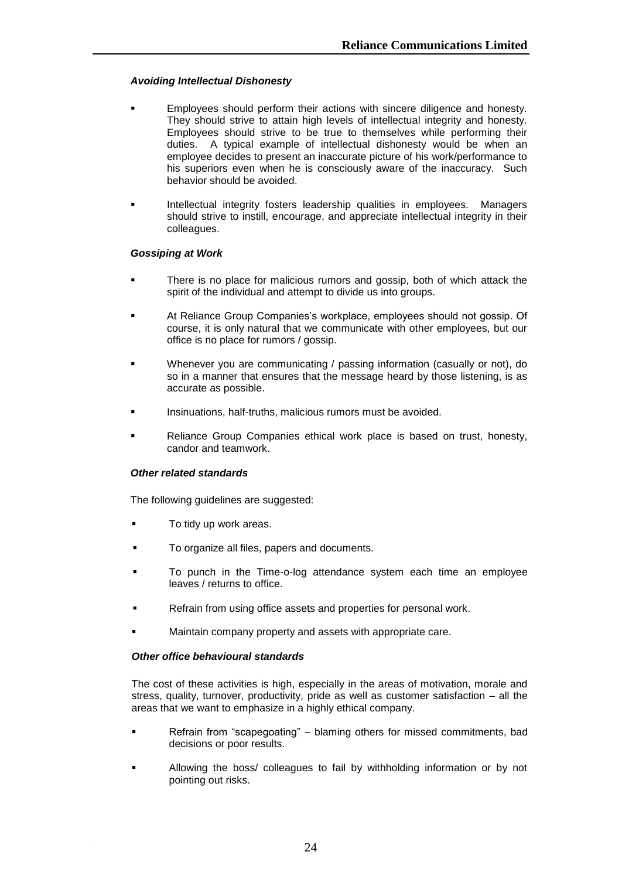### *Avoiding Intellectual Dishonesty*

- Employees should perform their actions with sincere diligence and honesty. They should strive to attain high levels of intellectual integrity and honesty. Employees should strive to be true to themselves while performing their duties. A typical example of intellectual dishonesty would be when an employee decides to present an inaccurate picture of his work/performance to his superiors even when he is consciously aware of the inaccuracy. Such behavior should be avoided.
- Intellectual integrity fosters leadership qualities in employees. Managers should strive to instill, encourage, and appreciate intellectual integrity in their colleagues.

### *Gossiping at Work*

- There is no place for malicious rumors and gossip, both of which attack the spirit of the individual and attempt to divide us into groups.
- At Reliance Group Companies's workplace, employees should not gossip. Of course, it is only natural that we communicate with other employees, but our office is no place for rumors / gossip.
- Whenever you are communicating / passing information (casually or not), do so in a manner that ensures that the message heard by those listening, is as accurate as possible.
- Insinuations, half-truths, malicious rumors must be avoided.
- Reliance Group Companies ethical work place is based on trust, honesty, candor and teamwork.

### *Other related standards*

The following guidelines are suggested:

- To tidy up work areas.
- To organize all files, papers and documents.
- To punch in the Time-o-log attendance system each time an employee leaves / returns to office.
- Refrain from using office assets and properties for personal work.
- Maintain company property and assets with appropriate care.

### *Other office behavioural standards*

The cost of these activities is high, especially in the areas of motivation, morale and stress, quality, turnover, productivity, pride as well as customer satisfaction – all the areas that we want to emphasize in a highly ethical company.

- Refrain from "scapegoating" – blaming others for missed commitments, bad decisions or poor results.
- Allowing the boss/ colleagues to fail by withholding information or by not pointing out risks.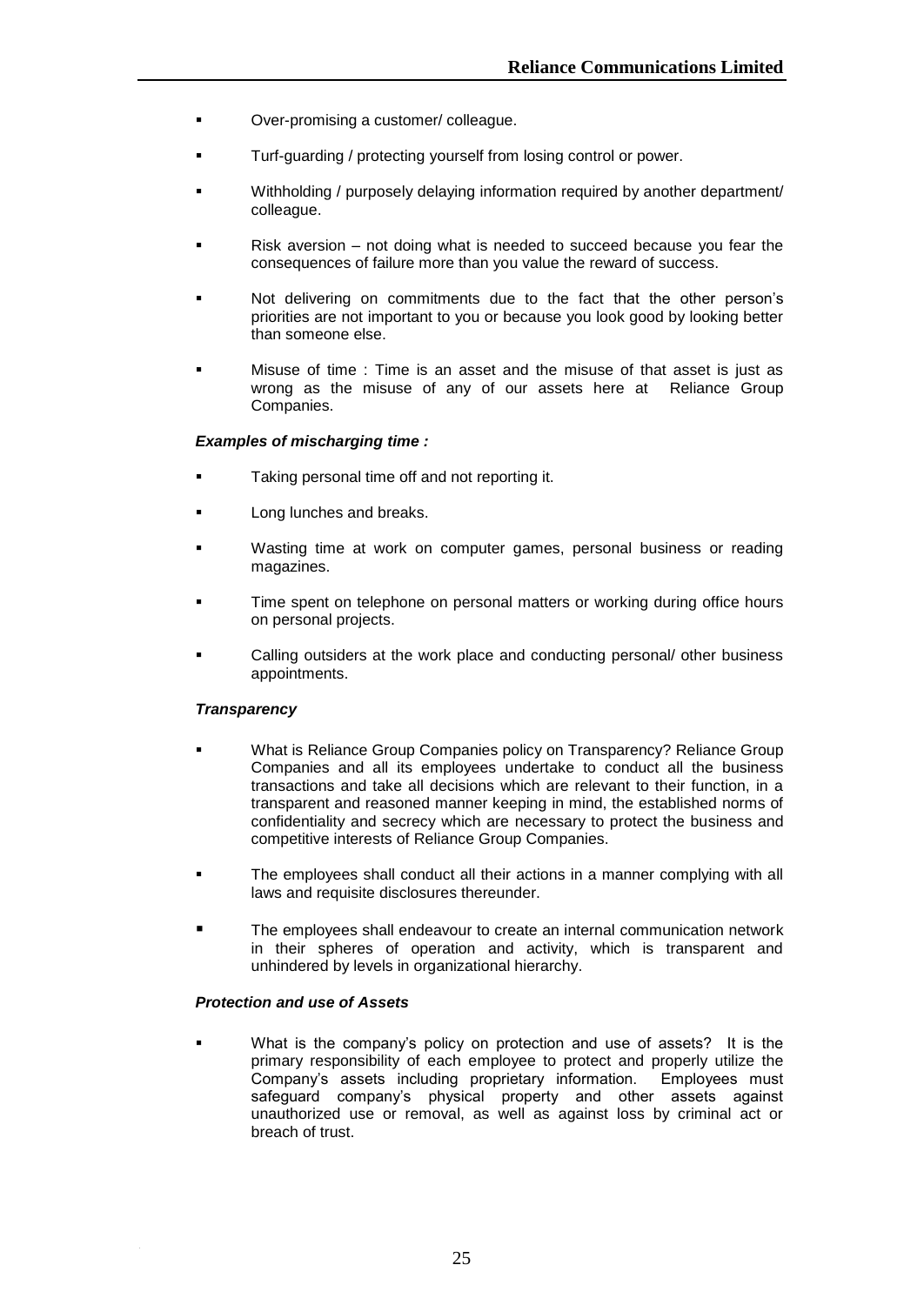- Over-promising a customer/ colleague.
- Turf-guarding / protecting yourself from losing control or power.
- Withholding / purposely delaying information required by another department/ colleague.
- Risk aversion – not doing what is needed to succeed because you fear the consequences of failure more than you value the reward of success.
- Not delivering on commitments due to the fact that the other person's priorities are not important to you or because you look good by looking better than someone else.
- Misuse of time : Time is an asset and the misuse of that asset is just as wrong as the misuse of any of our assets here at Reliance Group Companies.

***Examples of mischarging time :***

- Taking personal time off and not reporting it.
- Long lunches and breaks.
- Wasting time at work on computer games, personal business or reading magazines.
- Time spent on telephone on personal matters or working during office hours on personal projects.
- Calling outsiders at the work place and conducting personal/ other business appointments.

***Transparency***

- What is Reliance Group Companies policy on Transparency? Reliance Group Companies and all its employees undertake to conduct all the business transactions and take all decisions which are relevant to their function, in a transparent and reasoned manner keeping in mind, the established norms of confidentiality and secrecy which are necessary to protect the business and competitive interests of Reliance Group Companies.
- The employees shall conduct all their actions in a manner complying with all laws and requisite disclosures thereunder.
- The employees shall endeavour to create an internal communication network in their spheres of operation and activity, which is transparent and unhindered by levels in organizational hierarchy.

***Protection and use of Assets***

- What is the company's policy on protection and use of assets? It is the primary responsibility of each employee to protect and properly utilize the Company's assets including proprietary information. Employees must safeguard company's physical property and other assets against unauthorized use or removal, as well as against loss by criminal act or breach of trust.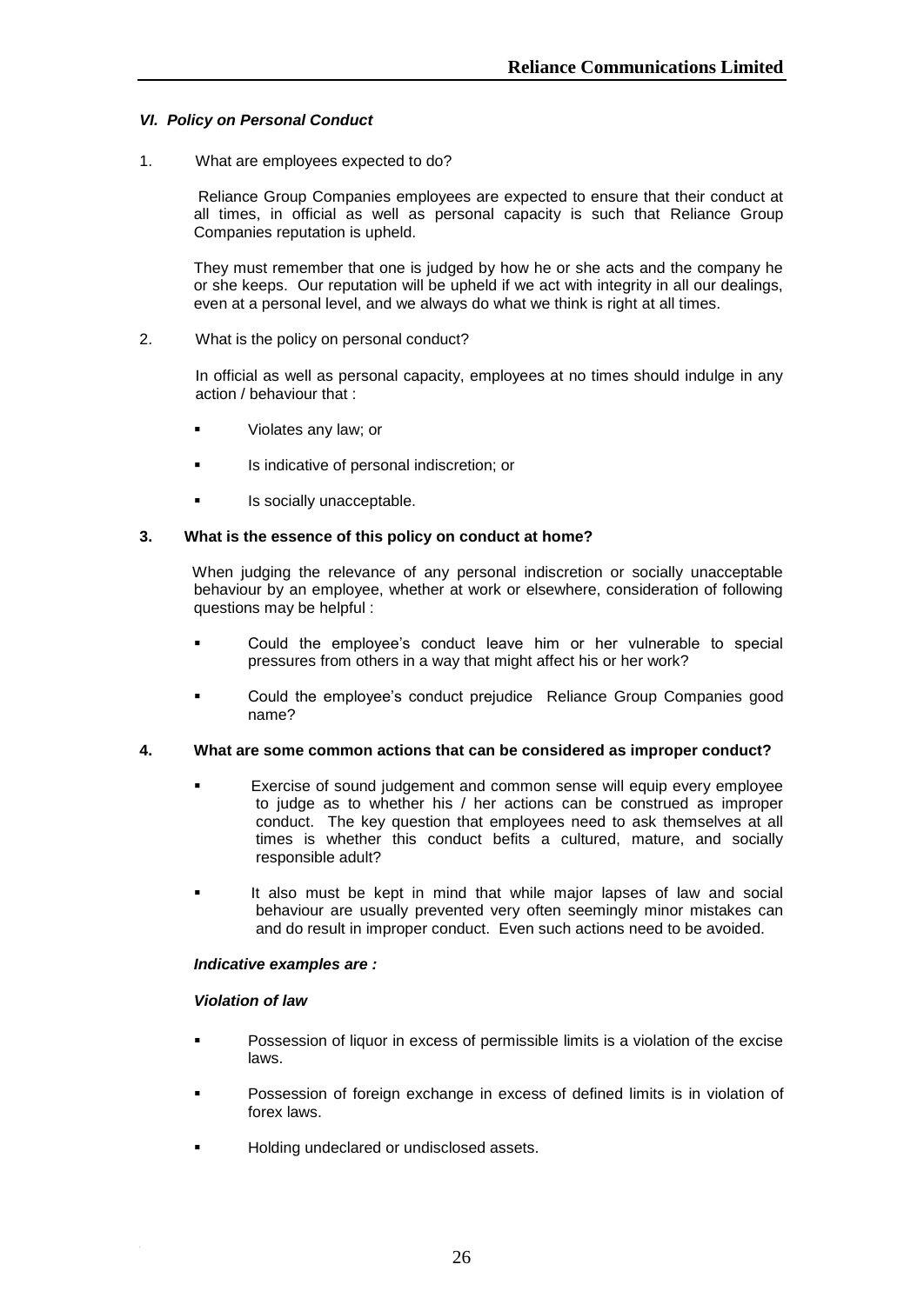### *VI. Policy on Personal Conduct*

1. What are employees expected to do?

   Reliance Group Companies employees are expected to ensure that their conduct at all times, in official as well as personal capacity is such that Reliance Group Companies reputation is upheld.

   They must remember that one is judged by how he or she acts and the company he or she keeps. Our reputation will be upheld if we act with integrity in all our dealings, even at a personal level, and we always do what we think is right at all times.

2. What is the policy on personal conduct?

   In official as well as personal capacity, employees at no times should indulge in any action / behaviour that :

   - Violates any law; or
   - Is indicative of personal indiscretion; or
   - Is socially unacceptable.

**3. What is the essence of this policy on conduct at home?**

When judging the relevance of any personal indiscretion or socially unacceptable behaviour by an employee, whether at work or elsewhere, consideration of following questions may be helpful :

- Could the employee's conduct leave him or her vulnerable to special pressures from others in a way that might affect his or her work?
- Could the employee's conduct prejudice Reliance Group Companies good name?

**4. What are some common actions that can be considered as improper conduct?**

- Exercise of sound judgement and common sense will equip every employee to judge as to whether his / her actions can be construed as improper conduct. The key question that employees need to ask themselves at all times is whether this conduct befits a cultured, mature, and socially responsible adult?
- It also must be kept in mind that while major lapses of law and social behaviour are usually prevented very often seemingly minor mistakes can and do result in improper conduct. Even such actions need to be avoided.

***Indicative examples are :***

***Violation of law***

- Possession of liquor in excess of permissible limits is a violation of the excise laws.
- Possession of foreign exchange in excess of defined limits is in violation of forex laws.
- Holding undeclared or undisclosed assets.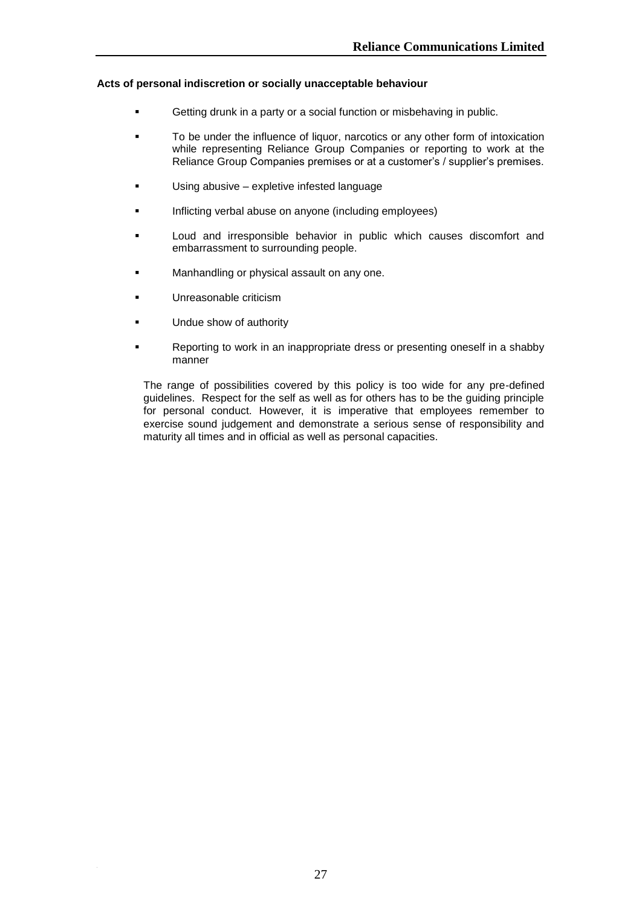**Acts of personal indiscretion or socially unacceptable behaviour**

- Getting drunk in a party or a social function or misbehaving in public.
- To be under the influence of liquor, narcotics or any other form of intoxication while representing Reliance Group Companies or reporting to work at the Reliance Group Companies premises or at a customer's / supplier's premises.
- Using abusive – expletive infested language
- Inflicting verbal abuse on anyone (including employees)
- Loud and irresponsible behavior in public which causes discomfort and embarrassment to surrounding people.
- Manhandling or physical assault on any one.
- Unreasonable criticism
- Undue show of authority
- Reporting to work in an inappropriate dress or presenting oneself in a shabby manner

The range of possibilities covered by this policy is too wide for any pre-defined guidelines. Respect for the self as well as for others has to be the guiding principle for personal conduct. However, it is imperative that employees remember to exercise sound judgement and demonstrate a serious sense of responsibility and maturity all times and in official as well as personal capacities.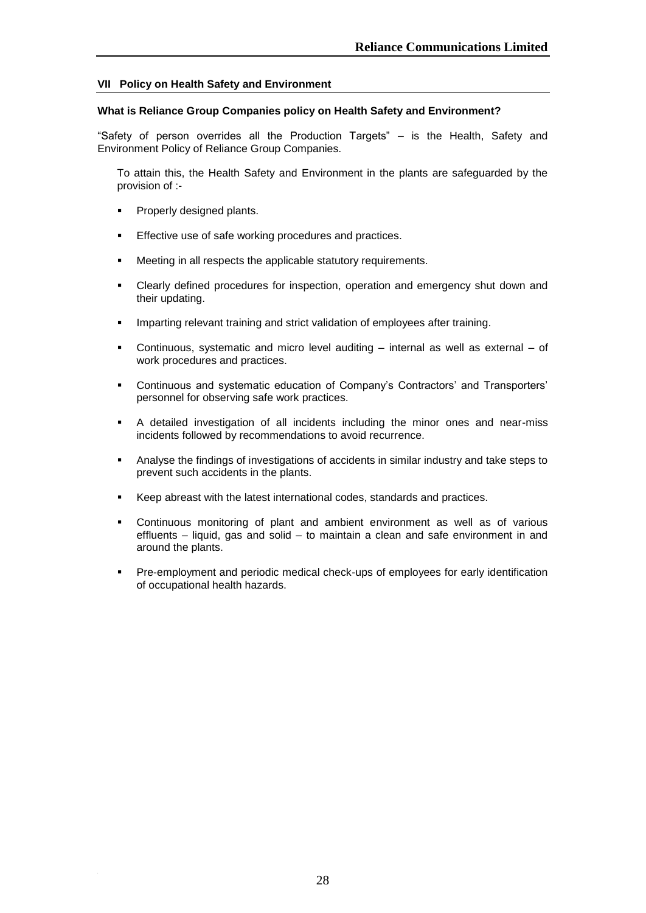## VII Policy on Health Safety and Environment

**What is Reliance Group Companies policy on Health Safety and Environment?**

"Safety of person overrides all the Production Targets" – is the Health, Safety and Environment Policy of Reliance Group Companies.

To attain this, the Health Safety and Environment in the plants are safeguarded by the provision of :-

- Properly designed plants.
- Effective use of safe working procedures and practices.
- Meeting in all respects the applicable statutory requirements.
- Clearly defined procedures for inspection, operation and emergency shut down and their updating.
- Imparting relevant training and strict validation of employees after training.
- Continuous, systematic and micro level auditing – internal as well as external – of work procedures and practices.
- Continuous and systematic education of Company's Contractors' and Transporters' personnel for observing safe work practices.
- A detailed investigation of all incidents including the minor ones and near-miss incidents followed by recommendations to avoid recurrence.
- Analyse the findings of investigations of accidents in similar industry and take steps to prevent such accidents in the plants.
- Keep abreast with the latest international codes, standards and practices.
- Continuous monitoring of plant and ambient environment as well as of various effluents – liquid, gas and solid – to maintain a clean and safe environment in and around the plants.
- Pre-employment and periodic medical check-ups of employees for early identification of occupational health hazards.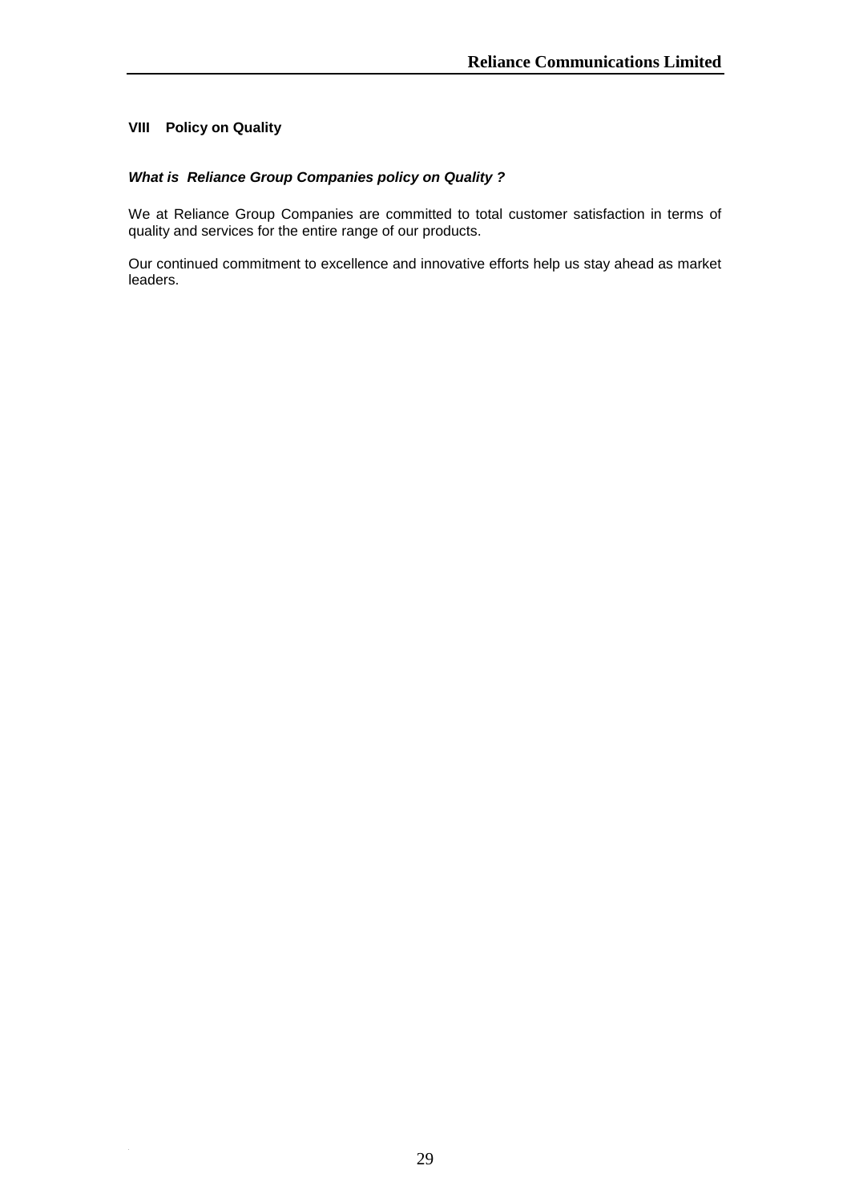## VIII Policy on Quality

***What is Reliance Group Companies policy on Quality ?***

We at Reliance Group Companies are committed to total customer satisfaction in terms of quality and services for the entire range of our products.

Our continued commitment to excellence and innovative efforts help us stay ahead as market leaders.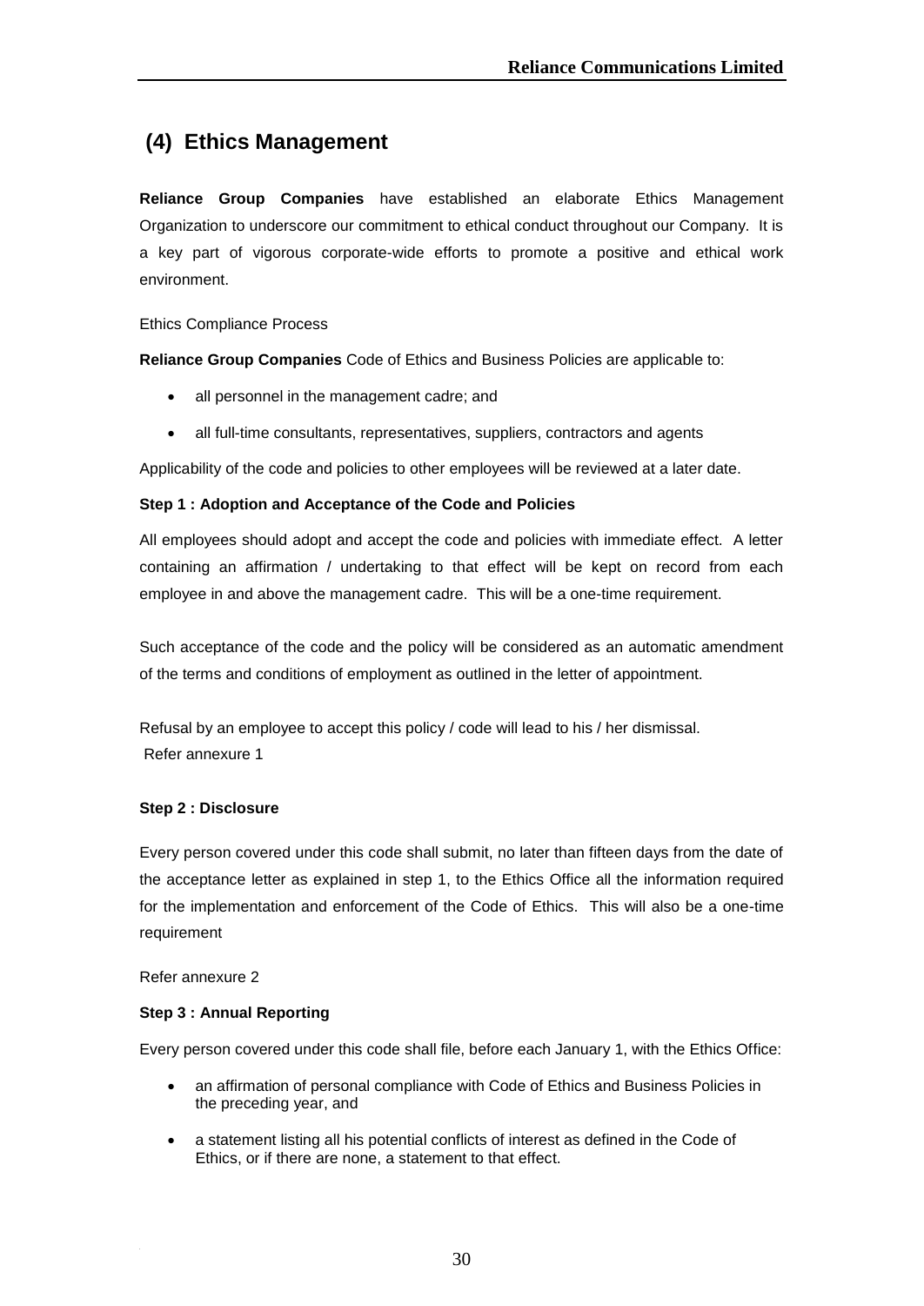## (4) Ethics Management

**Reliance Group Companies** have established an elaborate Ethics Management Organization to underscore our commitment to ethical conduct throughout our Company. It is a key part of vigorous corporate-wide efforts to promote a positive and ethical work environment.

Ethics Compliance Process

**Reliance Group Companies** Code of Ethics and Business Policies are applicable to:

- all personnel in the management cadre; and
- all full-time consultants, representatives, suppliers, contractors and agents

Applicability of the code and policies to other employees will be reviewed at a later date.

**Step 1 : Adoption and Acceptance of the Code and Policies**

All employees should adopt and accept the code and policies with immediate effect. A letter containing an affirmation / undertaking to that effect will be kept on record from each employee in and above the management cadre. This will be a one-time requirement.

Such acceptance of the code and the policy will be considered as an automatic amendment of the terms and conditions of employment as outlined in the letter of appointment.

Refusal by an employee to accept this policy / code will lead to his / her dismissal.
Refer annexure 1

**Step 2 : Disclosure**

Every person covered under this code shall submit, no later than fifteen days from the date of the acceptance letter as explained in step 1, to the Ethics Office all the information required for the implementation and enforcement of the Code of Ethics. This will also be a one-time requirement

Refer annexure 2

**Step 3 : Annual Reporting**

Every person covered under this code shall file, before each January 1, with the Ethics Office:

- an affirmation of personal compliance with Code of Ethics and Business Policies in the preceding year, and
- a statement listing all his potential conflicts of interest as defined in the Code of Ethics, or if there are none, a statement to that effect.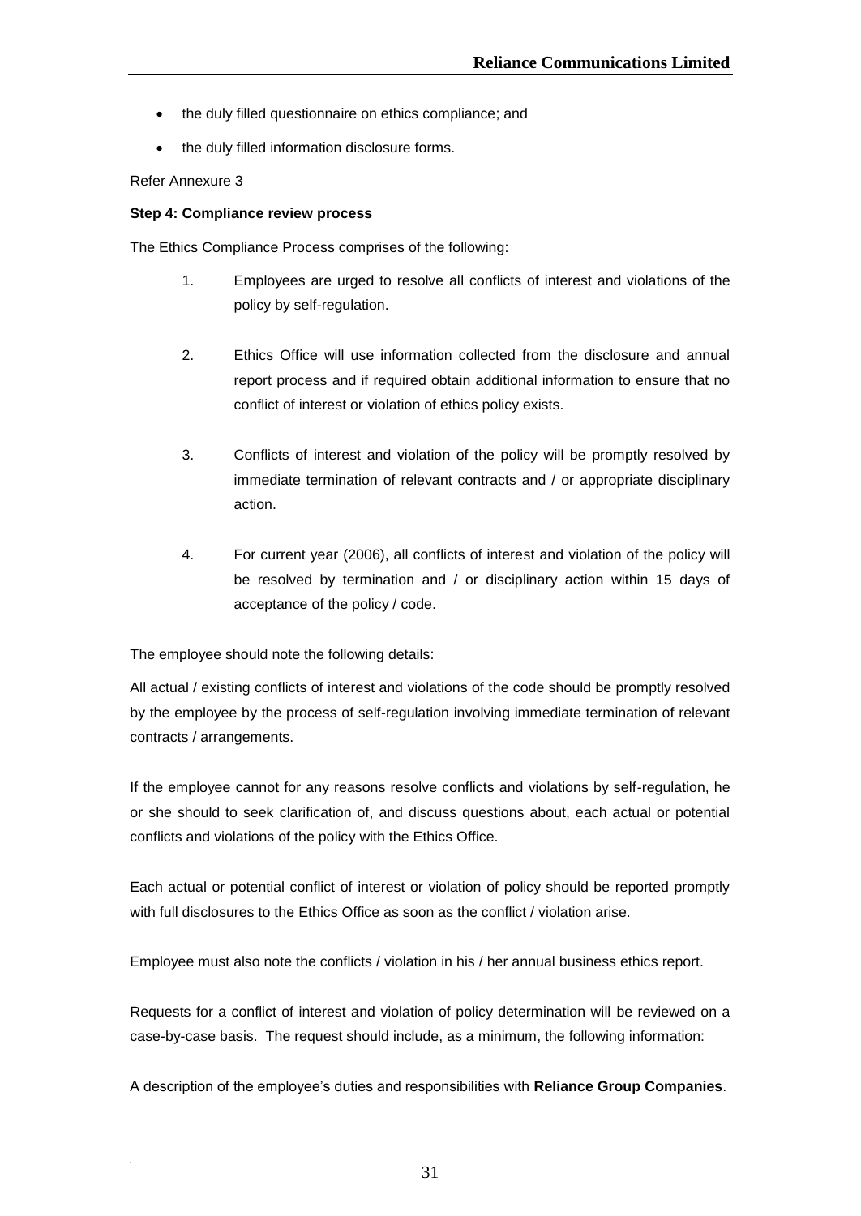- the duly filled questionnaire on ethics compliance; and
- the duly filled information disclosure forms.

Refer Annexure 3

**Step 4: Compliance review process**

The Ethics Compliance Process comprises of the following:

1. Employees are urged to resolve all conflicts of interest and violations of the policy by self-regulation.

2. Ethics Office will use information collected from the disclosure and annual report process and if required obtain additional information to ensure that no conflict of interest or violation of ethics policy exists.

3. Conflicts of interest and violation of the policy will be promptly resolved by immediate termination of relevant contracts and / or appropriate disciplinary action.

4. For current year (2006), all conflicts of interest and violation of the policy will be resolved by termination and / or disciplinary action within 15 days of acceptance of the policy / code.

The employee should note the following details:

All actual / existing conflicts of interest and violations of the code should be promptly resolved by the employee by the process of self-regulation involving immediate termination of relevant contracts / arrangements.

If the employee cannot for any reasons resolve conflicts and violations by self-regulation, he or she should to seek clarification of, and discuss questions about, each actual or potential conflicts and violations of the policy with the Ethics Office.

Each actual or potential conflict of interest or violation of policy should be reported promptly with full disclosures to the Ethics Office as soon as the conflict / violation arise.

Employee must also note the conflicts / violation in his / her annual business ethics report.

Requests for a conflict of interest and violation of policy determination will be reviewed on a case-by-case basis. The request should include, as a minimum, the following information:

A description of the employee's duties and responsibilities with **Reliance Group Companies**.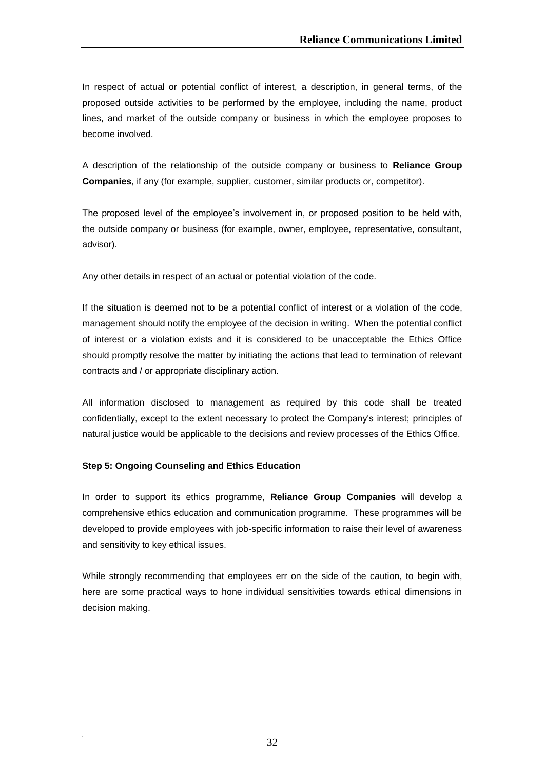In respect of actual or potential conflict of interest, a description, in general terms, of the proposed outside activities to be performed by the employee, including the name, product lines, and market of the outside company or business in which the employee proposes to become involved.

A description of the relationship of the outside company or business to **Reliance Group Companies**, if any (for example, supplier, customer, similar products or, competitor).

The proposed level of the employee's involvement in, or proposed position to be held with, the outside company or business (for example, owner, employee, representative, consultant, advisor).

Any other details in respect of an actual or potential violation of the code.

If the situation is deemed not to be a potential conflict of interest or a violation of the code, management should notify the employee of the decision in writing. When the potential conflict of interest or a violation exists and it is considered to be unacceptable the Ethics Office should promptly resolve the matter by initiating the actions that lead to termination of relevant contracts and / or appropriate disciplinary action.

All information disclosed to management as required by this code shall be treated confidentially, except to the extent necessary to protect the Company's interest; principles of natural justice would be applicable to the decisions and review processes of the Ethics Office.

**Step 5: Ongoing Counseling and Ethics Education**

In order to support its ethics programme, **Reliance Group Companies** will develop a comprehensive ethics education and communication programme. These programmes will be developed to provide employees with job-specific information to raise their level of awareness and sensitivity to key ethical issues.

While strongly recommending that employees err on the side of the caution, to begin with, here are some practical ways to hone individual sensitivities towards ethical dimensions in decision making.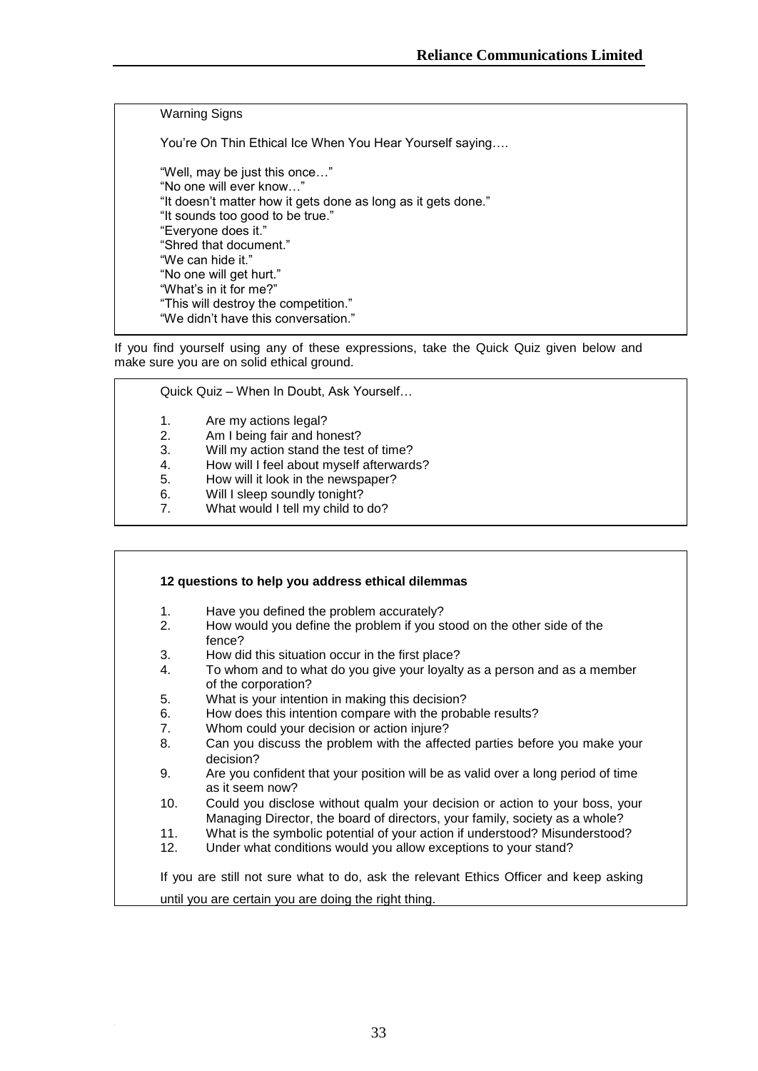Warning Signs

You're On Thin Ethical Ice When You Hear Yourself saying….

"Well, may be just this once…"
"No one will ever know…"
"It doesn't matter how it gets done as long as it gets done."
"It sounds too good to be true."
"Everyone does it."
"Shred that document."
"We can hide it."
"No one will get hurt."
"What's in it for me?"
"This will destroy the competition."
"We didn't have this conversation."

If you find yourself using any of these expressions, take the Quick Quiz given below and make sure you are on solid ethical ground.

Quick Quiz – When In Doubt, Ask Yourself…

1. Are my actions legal?
2. Am I being fair and honest?
3. Will my action stand the test of time?
4. How will I feel about myself afterwards?
5. How will it look in the newspaper?
6. Will I sleep soundly tonight?
7. What would I tell my child to do?

**12 questions to help you address ethical dilemmas**

1. Have you defined the problem accurately?
2. How would you define the problem if you stood on the other side of the fence?
3. How did this situation occur in the first place?
4. To whom and to what do you give your loyalty as a person and as a member of the corporation?
5. What is your intention in making this decision?
6. How does this intention compare with the probable results?
7. Whom could your decision or action injure?
8. Can you discuss the problem with the affected parties before you make your decision?
9. Are you confident that your position will be as valid over a long period of time as it seem now?
10. Could you disclose without qualm your decision or action to your boss, your Managing Director, the board of directors, your family, society as a whole?
11. What is the symbolic potential of your action if understood? Misunderstood?
12. Under what conditions would you allow exceptions to your stand?

If you are still not sure what to do, ask the relevant Ethics Officer and keep asking until you are certain you are doing the right thing.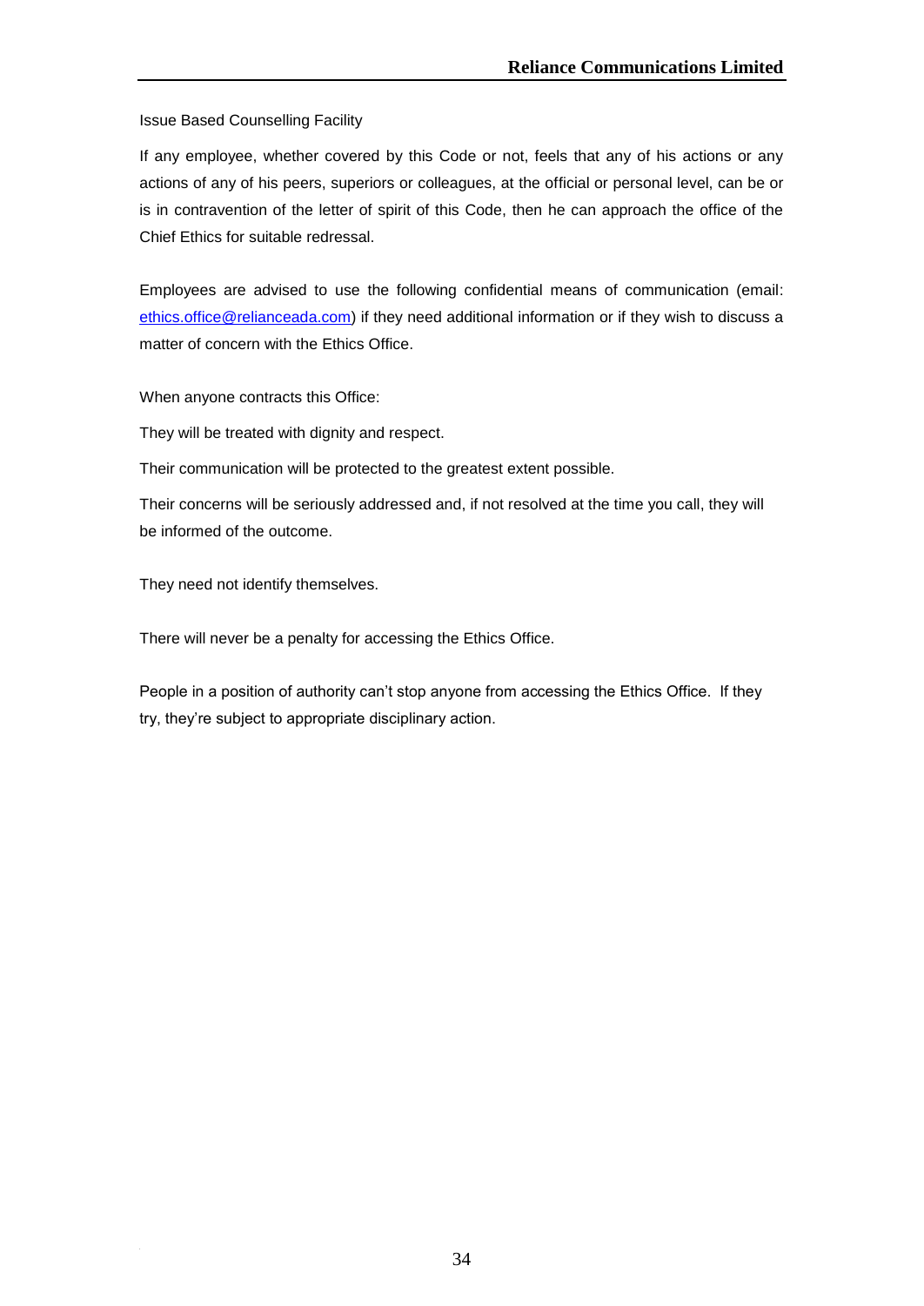Issue Based Counselling Facility

If any employee, whether covered by this Code or not, feels that any of his actions or any actions of any of his peers, superiors or colleagues, at the official or personal level, can be or is in contravention of the letter of spirit of this Code, then he can approach the office of the Chief Ethics for suitable redressal.

Employees are advised to use the following confidential means of communication (email: ethics.office@relianceada.com) if they need additional information or if they wish to discuss a matter of concern with the Ethics Office.

When anyone contracts this Office:

They will be treated with dignity and respect.

Their communication will be protected to the greatest extent possible.

Their concerns will be seriously addressed and, if not resolved at the time you call, they will be informed of the outcome.

They need not identify themselves.

There will never be a penalty for accessing the Ethics Office.

People in a position of authority can't stop anyone from accessing the Ethics Office. If they try, they're subject to appropriate disciplinary action.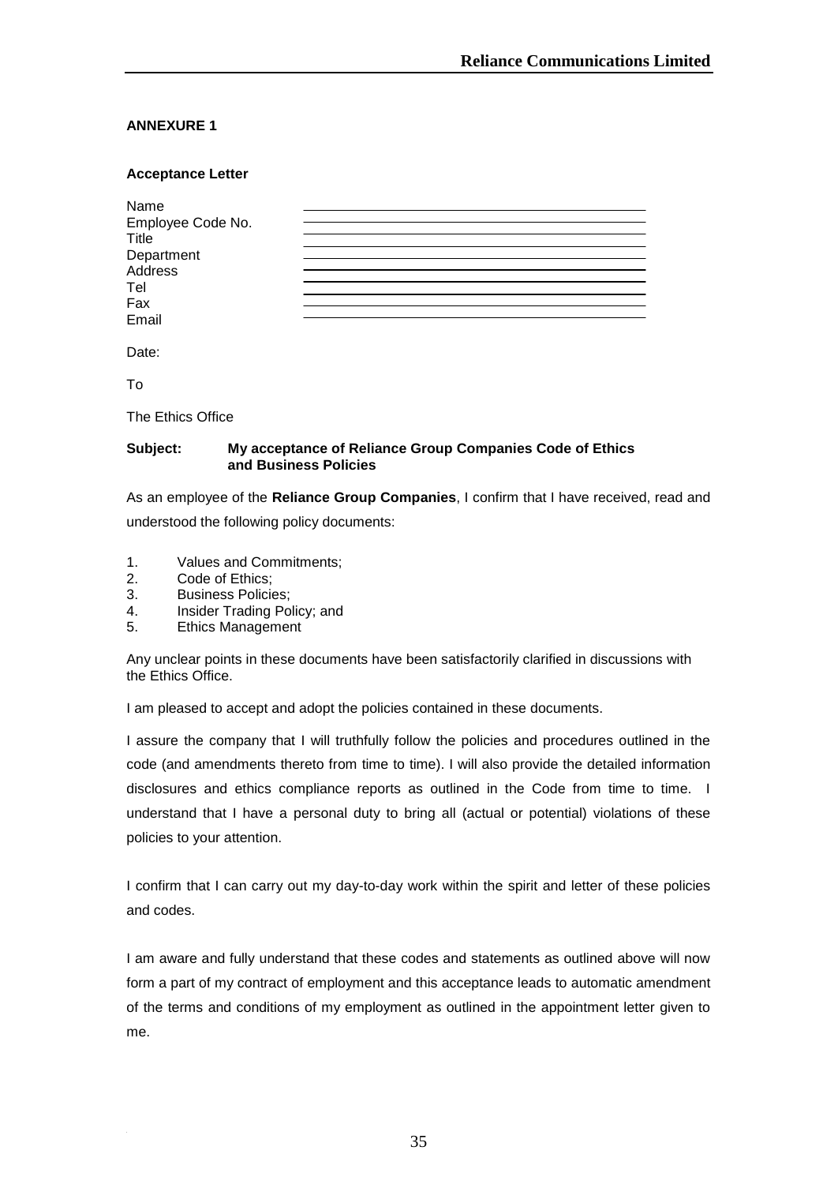## ANNEXURE 1

### Acceptance Letter

| | |
|---|---|
| Name | |
| Employee Code No. | |
| Title | |
| Department | |
| Address | |
| Tel | |
| Fax | |
| Email | |

Date:

To

The Ethics Office

**Subject: My acceptance of Reliance Group Companies Code of Ethics and Business Policies**

As an employee of the **Reliance Group Companies**, I confirm that I have received, read and understood the following policy documents:

1. Values and Commitments;
2. Code of Ethics;
3. Business Policies;
4. Insider Trading Policy; and
5. Ethics Management

Any unclear points in these documents have been satisfactorily clarified in discussions with the Ethics Office.

I am pleased to accept and adopt the policies contained in these documents.

I assure the company that I will truthfully follow the policies and procedures outlined in the code (and amendments thereto from time to time). I will also provide the detailed information disclosures and ethics compliance reports as outlined in the Code from time to time. I understand that I have a personal duty to bring all (actual or potential) violations of these policies to your attention.

I confirm that I can carry out my day-to-day work within the spirit and letter of these policies and codes.

I am aware and fully understand that these codes and statements as outlined above will now form a part of my contract of employment and this acceptance leads to automatic amendment of the terms and conditions of my employment as outlined in the appointment letter given to me.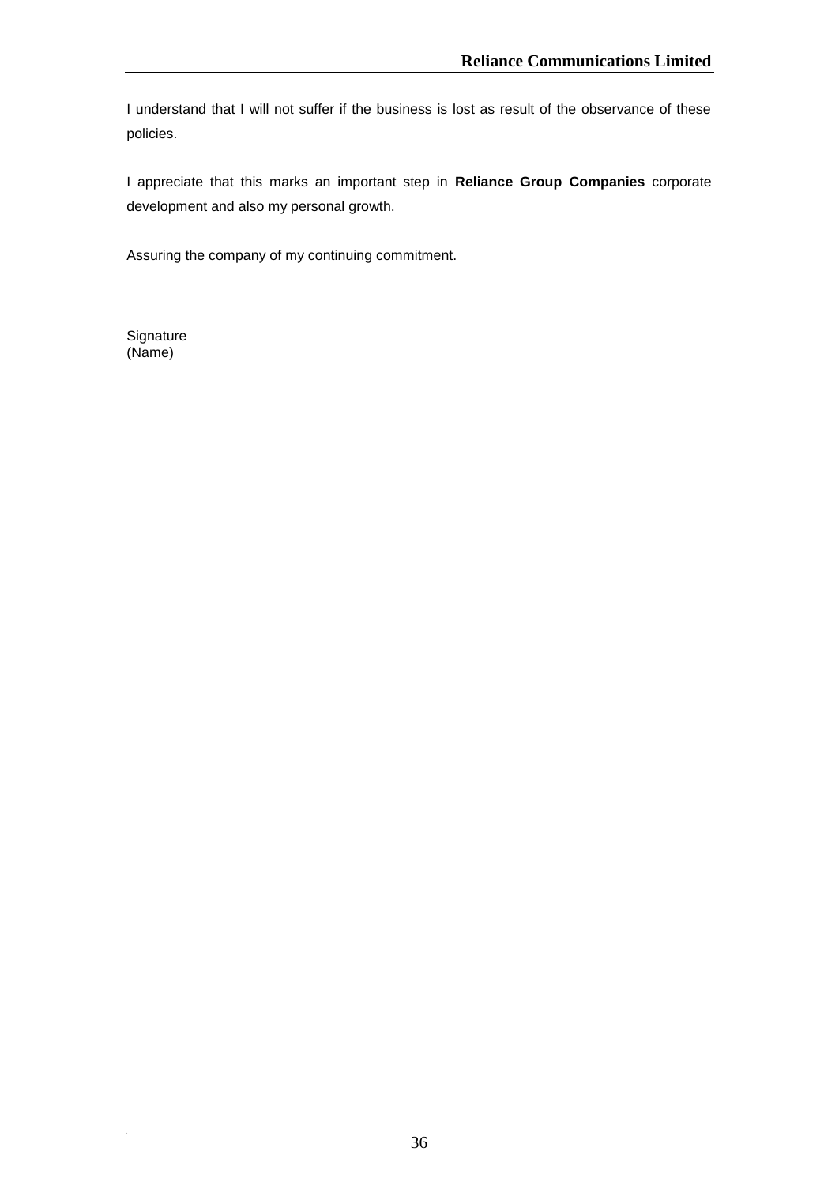I understand that I will not suffer if the business is lost as result of the observance of these policies.

I appreciate that this marks an important step in **Reliance Group Companies** corporate development and also my personal growth.

Assuring the company of my continuing commitment.

Signature
(Name)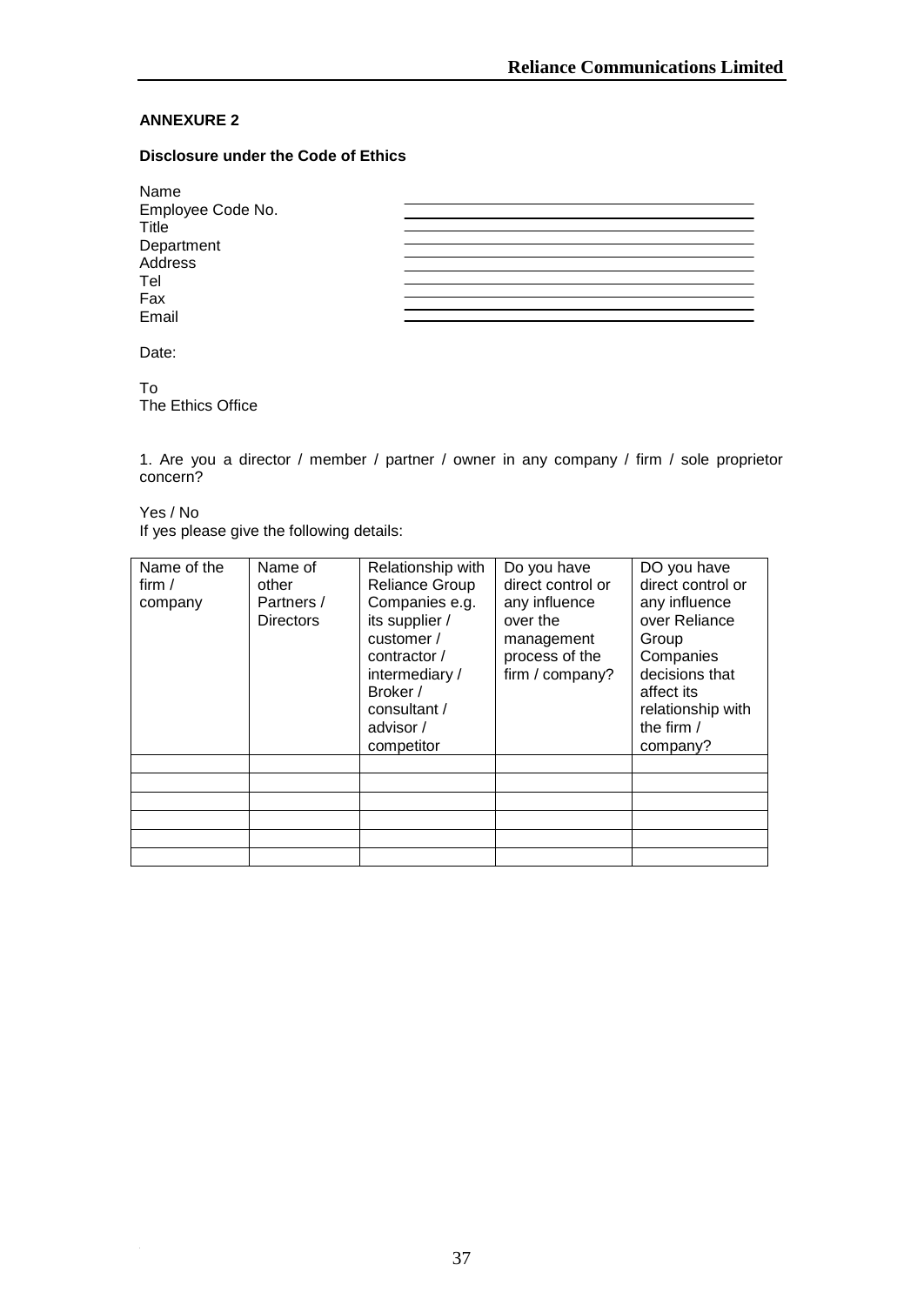**ANNEXURE 2**

**Disclosure under the Code of Ethics**

Name ____________________
Employee Code No. ____________________
Title ____________________
Department ____________________
Address ____________________
Tel ____________________
Fax ____________________
Email ____________________

Date:

To
The Ethics Office

1. Are you a director / member / partner / owner in any company / firm / sole proprietor concern?

Yes / No
If yes please give the following details:

| Name of the firm / company | Name of other Partners / Directors | Relationship with Reliance Group Companies e.g. its supplier / customer / contractor / intermediary / Broker / consultant / advisor / competitor | Do you have direct control or any influence over the management process of the firm / company? | DO you have direct control or any influence over Reliance Group Companies decisions that affect its relationship with the firm / company? |
|---|---|---|---|---|
| | | | | |
| | | | | |
| | | | | |
| | | | | |
| | | | | |
| | | | | |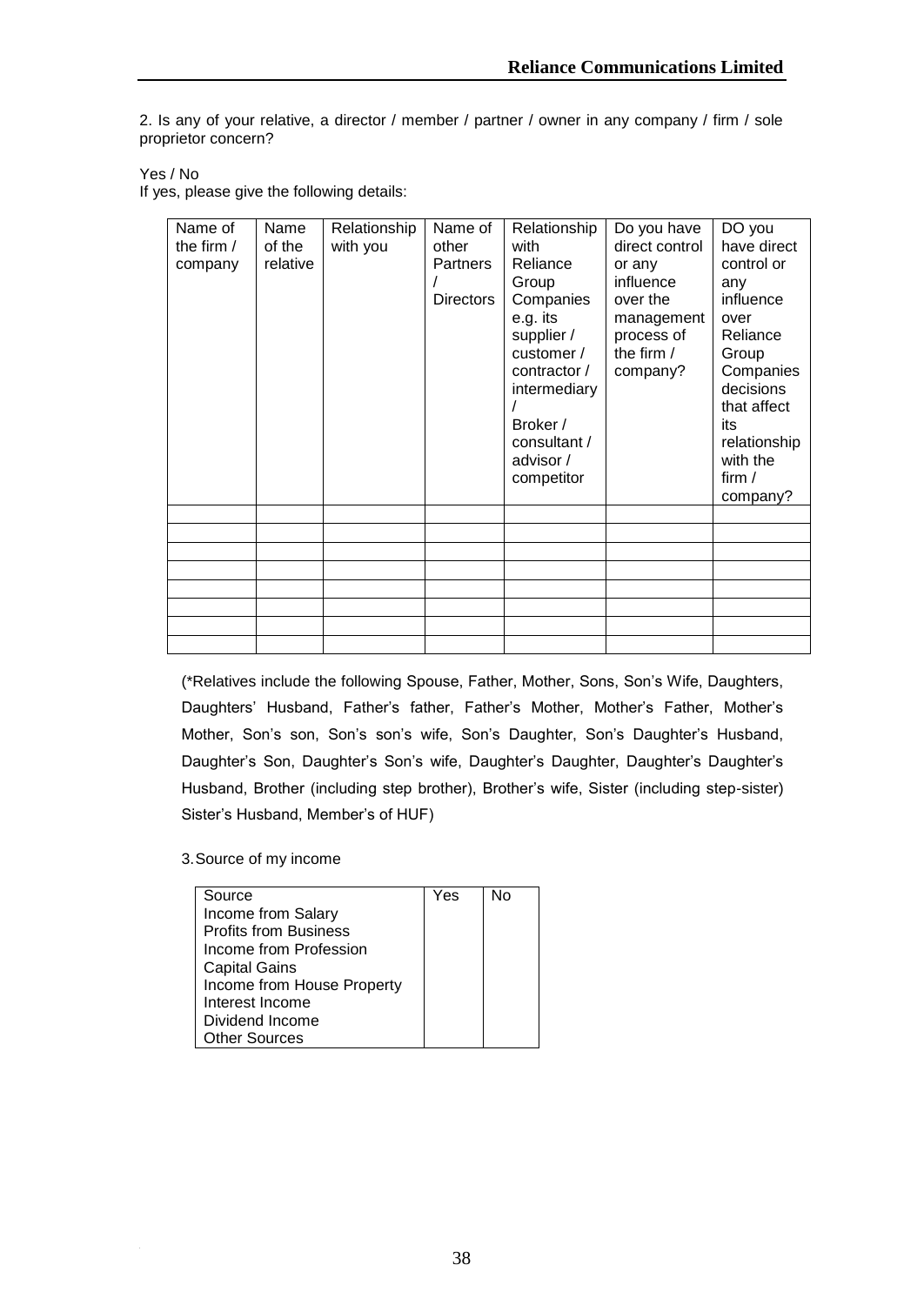2. Is any of your relative, a director / member / partner / owner in any company / firm / sole proprietor concern?

Yes / No

If yes, please give the following details:

| Name of the firm / company | Name of the relative | Relationship with you | Name of other Partners / Directors | Relationship with Reliance Group Companies e.g. its supplier / customer / contractor / intermediary / Broker / consultant / advisor / competitor | Do you have direct control or any influence over the management process of the firm / company? | DO you have direct control or any influence over Reliance Group Companies decisions that affect its relationship with the firm / company? |
|---|---|---|---|---|---|---|
| | | | | | | |
| | | | | | | |
| | | | | | | |
| | | | | | | |
| | | | | | | |
| | | | | | | |
| | | | | | | |
| | | | | | | |

(*Relatives include the following Spouse, Father, Mother, Sons, Son's Wife, Daughters, Daughters' Husband, Father's father, Father's Mother, Mother's Father, Mother's Mother, Son's son, Son's son's wife, Son's Daughter, Son's Daughter's Husband, Daughter's Son, Daughter's Son's wife, Daughter's Daughter, Daughter's Daughter's Husband, Brother (including step brother), Brother's wife, Sister (including step-sister) Sister's Husband, Member's of HUF)

3. Source of my income

| Source | Yes | No |
|---|---|---|
| Income from Salary | | |
| Profits from Business | | |
| Income from Profession | | |
| Capital Gains | | |
| Income from House Property | | |
| Interest Income | | |
| Dividend Income | | |
| Other Sources | | |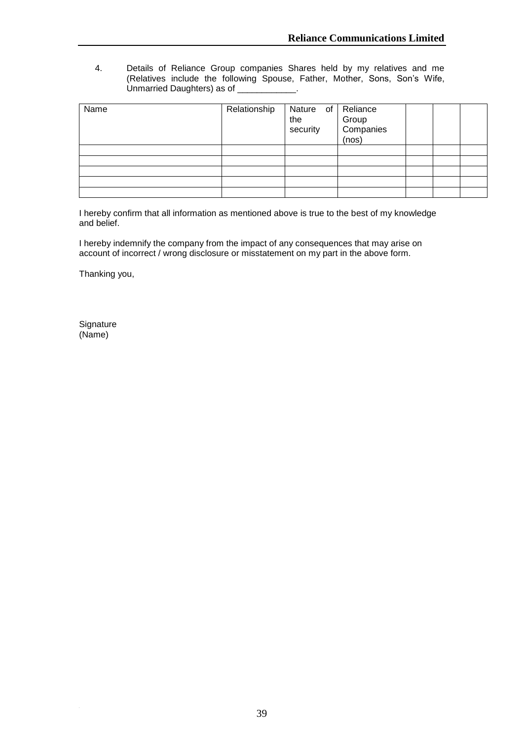4. Details of Reliance Group companies Shares held by my relatives and me (Relatives include the following Spouse, Father, Mother, Sons, Son's Wife, Unmarried Daughters) as of ____________.

| Name | Relationship | Nature of the security | Reliance Group Companies (nos) | | | |
|---|---|---|---|---|---|---|
| | | | | | | |
| | | | | | | |
| | | | | | | |
| | | | | | | |
| | | | | | | |

I hereby confirm that all information as mentioned above is true to the best of my knowledge and belief.

I hereby indemnify the company from the impact of any consequences that may arise on account of incorrect / wrong disclosure or misstatement on my part in the above form.

Thanking you,

Signature
(Name)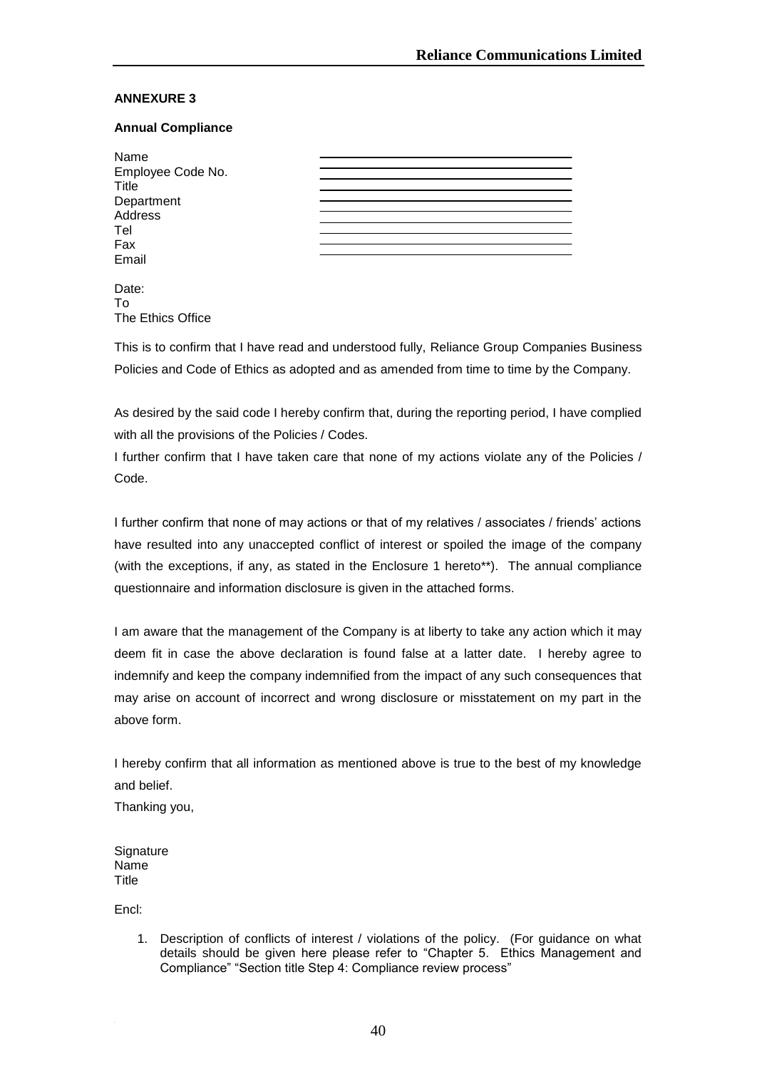## ANNEXURE 3

**Annual Compliance**

Name ______________________________

Employee Code No. ______________________________

Title ______________________________

Department ______________________________

Address ______________________________

Tel ______________________________

Fax ______________________________

Email ______________________________

Date:

To

The Ethics Office

This is to confirm that I have read and understood fully, Reliance Group Companies Business Policies and Code of Ethics as adopted and as amended from time to time by the Company.

As desired by the said code I hereby confirm that, during the reporting period, I have complied with all the provisions of the Policies / Codes.

I further confirm that I have taken care that none of my actions violate any of the Policies / Code.

I further confirm that none of may actions or that of my relatives / associates / friends' actions have resulted into any unaccepted conflict of interest or spoiled the image of the company (with the exceptions, if any, as stated in the Enclosure 1 hereto**). The annual compliance questionnaire and information disclosure is given in the attached forms.

I am aware that the management of the Company is at liberty to take any action which it may deem fit in case the above declaration is found false at a latter date. I hereby agree to indemnify and keep the company indemnified from the impact of any such consequences that may arise on account of incorrect and wrong disclosure or misstatement on my part in the above form.

I hereby confirm that all information as mentioned above is true to the best of my knowledge and belief.

Thanking you,

Signature

Name

Title

Encl:

1. Description of conflicts of interest / violations of the policy. (For guidance on what details should be given here please refer to "Chapter 5. Ethics Management and Compliance" "Section title Step 4: Compliance review process"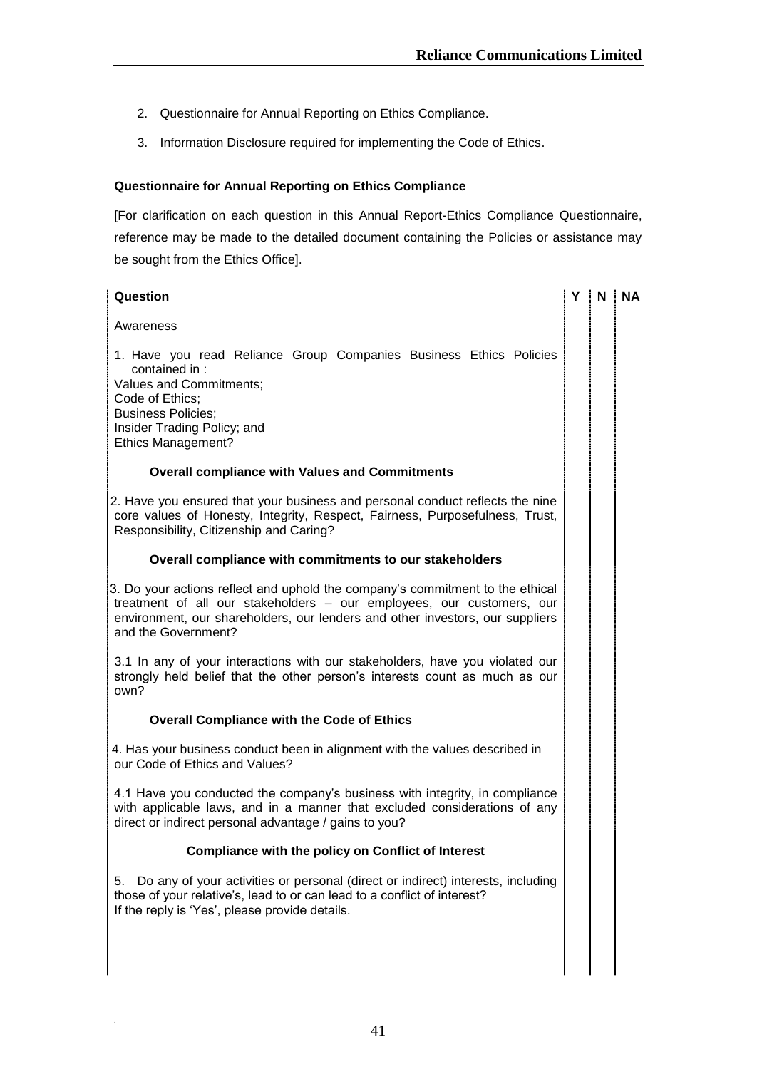2. Questionnaire for Annual Reporting on Ethics Compliance.
3. Information Disclosure required for implementing the Code of Ethics.

**Questionnaire for Annual Reporting on Ethics Compliance**

[For clarification on each question in this Annual Report-Ethics Compliance Questionnaire, reference may be made to the detailed document containing the Policies or assistance may be sought from the Ethics Office].

| Question | Y | N | NA |
|---|---|---|---|
| Awareness | | | |
| 1. Have you read Reliance Group Companies Business Ethics Policies contained in :<br>Values and Commitments;<br>Code of Ethics;<br>Business Policies;<br>Insider Trading Policy; and<br>Ethics Management? | | | |
| **Overall compliance with Values and Commitments** | | | |
| 2. Have you ensured that your business and personal conduct reflects the nine core values of Honesty, Integrity, Respect, Fairness, Purposefulness, Trust, Responsibility, Citizenship and Caring? | | | |
| **Overall compliance with commitments to our stakeholders** | | | |
| 3. Do your actions reflect and uphold the company's commitment to the ethical treatment of all our stakeholders – our employees, our customers, our environment, our shareholders, our lenders and other investors, our suppliers and the Government? | | | |
| 3.1 In any of your interactions with our stakeholders, have you violated our strongly held belief that the other person's interests count as much as our own? | | | |
| **Overall Compliance with the Code of Ethics** | | | |
| 4. Has your business conduct been in alignment with the values described in our Code of Ethics and Values? | | | |
| 4.1 Have you conducted the company's business with integrity, in compliance with applicable laws, and in a manner that excluded considerations of any direct or indirect personal advantage / gains to you? | | | |
| **Compliance with the policy on Conflict of Interest** | | | |
| 5. Do any of your activities or personal (direct or indirect) interests, including those of your relative's, lead to or can lead to a conflict of interest?<br>If the reply is 'Yes', please provide details. | | | |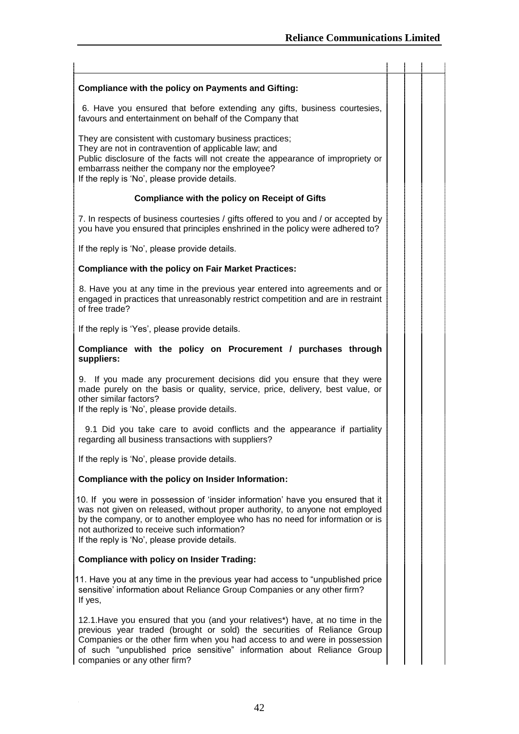| | | | |
|---|---|---|---|
| **Compliance with the policy on Payments and Gifting:**<br><br>6. Have you ensured that before extending any gifts, business courtesies, favours and entertainment on behalf of the Company that<br><br>They are consistent with customary business practices;<br>They are not in contravention of applicable law; and<br>Public disclosure of the facts will not create the appearance of impropriety or embarrass neither the company nor the employee?<br>If the reply is 'No', please provide details. | | | |
| **Compliance with the policy on Receipt of Gifts**<br><br>7. In respects of business courtesies / gifts offered to you and / or accepted by you have you ensured that principles enshrined in the policy were adhered to?<br><br>If the reply is 'No', please provide details. | | | |
| **Compliance with the policy on Fair Market Practices:**<br><br>8. Have you at any time in the previous year entered into agreements and or engaged in practices that unreasonably restrict competition and are in restraint of free trade?<br><br>If the reply is 'Yes', please provide details. | | | |
| **Compliance with the policy on Procurement / purchases through suppliers:**<br><br>9. If you made any procurement decisions did you ensure that they were made purely on the basis or quality, service, price, delivery, best value, or other similar factors?<br>If the reply is 'No', please provide details.<br><br>9.1 Did you take care to avoid conflicts and the appearance if partiality regarding all business transactions with suppliers?<br><br>If the reply is 'No', please provide details. | | | |
| **Compliance with the policy on Insider Information:**<br><br>10. If you were in possession of 'insider information' have you ensured that it was not given on released, without proper authority, to anyone not employed by the company, or to another employee who has no need for information or is not authorized to receive such information?<br>If the reply is 'No', please provide details. | | | |
| **Compliance with policy on Insider Trading:**<br><br>11. Have you at any time in the previous year had access to "unpublished price sensitive' information about Reliance Group Companies or any other firm?<br>If yes,<br><br>12.1.Have you ensured that you (and your relatives*) have, at no time in the previous year traded (brought or sold) the securities of Reliance Group Companies or the other firm when you had access to and were in possession of such "unpublished price sensitive" information about Reliance Group companies or any other firm? | | | |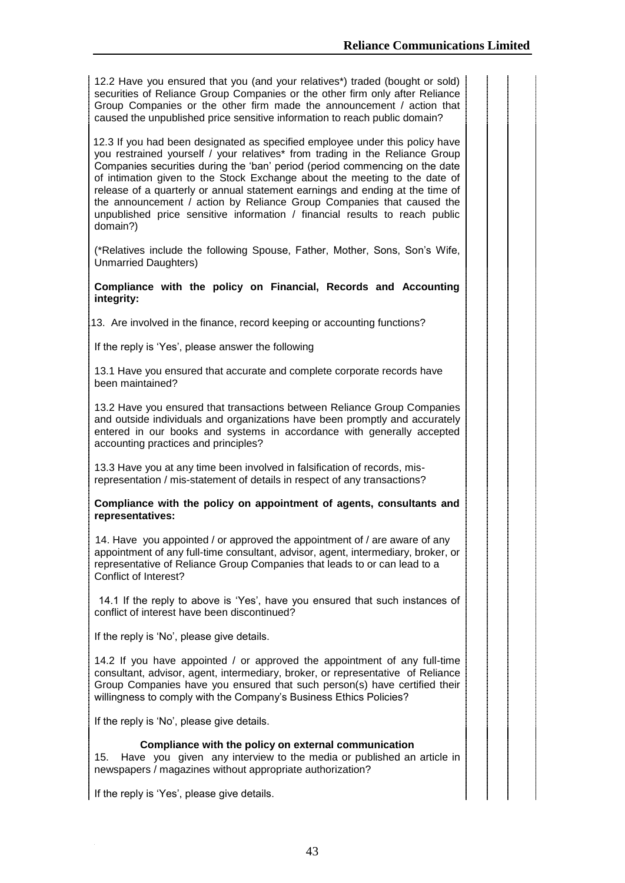12.2 Have you ensured that you (and your relatives*) traded (bought or sold) securities of Reliance Group Companies or the other firm only after Reliance Group Companies or the other firm made the announcement / action that caused the unpublished price sensitive information to reach public domain?

12.3 If you had been designated as specified employee under this policy have you restrained yourself / your relatives* from trading in the Reliance Group Companies securities during the 'ban' period (period commencing on the date of intimation given to the Stock Exchange about the meeting to the date of release of a quarterly or annual statement earnings and ending at the time of the announcement / action by Reliance Group Companies that caused the unpublished price sensitive information / financial results to reach public domain?)

(*Relatives include the following Spouse, Father, Mother, Sons, Son's Wife, Unmarried Daughters)

**Compliance with the policy on Financial, Records and Accounting integrity:**

13. Are involved in the finance, record keeping or accounting functions?

If the reply is 'Yes', please answer the following

13.1 Have you ensured that accurate and complete corporate records have been maintained?

13.2 Have you ensured that transactions between Reliance Group Companies and outside individuals and organizations have been promptly and accurately entered in our books and systems in accordance with generally accepted accounting practices and principles?

13.3 Have you at any time been involved in falsification of records, mis-representation / mis-statement of details in respect of any transactions?

**Compliance with the policy on appointment of agents, consultants and representatives:**

14. Have you appointed / or approved the appointment of / are aware of any appointment of any full-time consultant, advisor, agent, intermediary, broker, or representative of Reliance Group Companies that leads to or can lead to a Conflict of Interest?

14.1 If the reply to above is 'Yes', have you ensured that such instances of conflict of interest have been discontinued?

If the reply is 'No', please give details.

14.2 If you have appointed / or approved the appointment of any full-time consultant, advisor, agent, intermediary, broker, or representative of Reliance Group Companies have you ensured that such person(s) have certified their willingness to comply with the Company's Business Ethics Policies?

If the reply is 'No', please give details.

**Compliance with the policy on external communication**

15. Have you given any interview to the media or published an article in newspapers / magazines without appropriate authorization?

If the reply is 'Yes', please give details.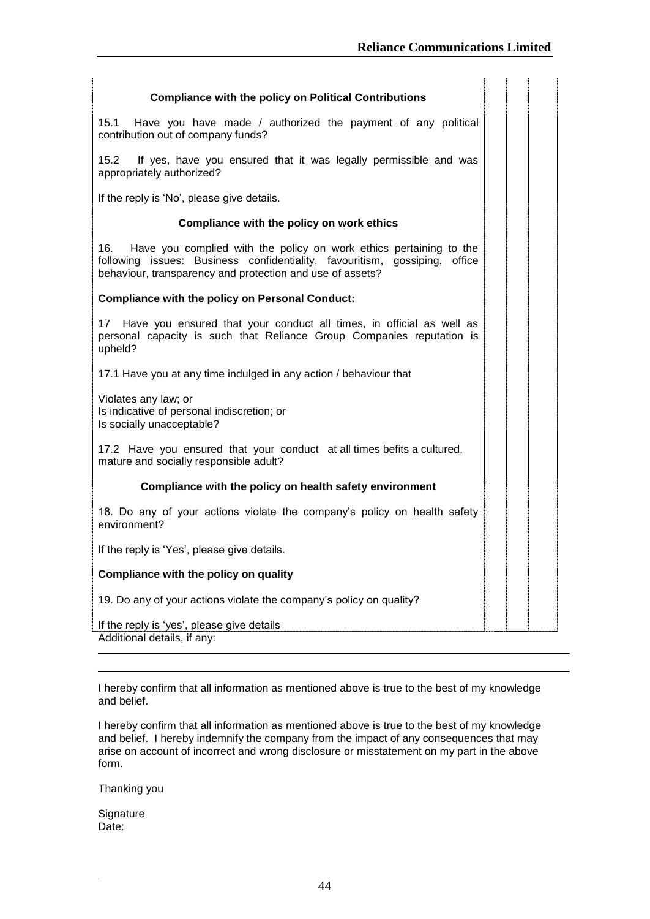| Compliance with the policy on Political Contributions | | | |
|---|---|---|---|
| 15.1 Have you have made / authorized the payment of any political contribution out of company funds? | | | |
| 15.2 If yes, have you ensured that it was legally permissible and was appropriately authorized? | | | |
| If the reply is 'No', please give details. | | | |
| **Compliance with the policy on work ethics** | | | |
| 16. Have you complied with the policy on work ethics pertaining to the following issues: Business confidentiality, favouritism, gossiping, office behaviour, transparency and protection and use of assets? | | | |
| **Compliance with the policy on Personal Conduct:** | | | |
| 17 Have you ensured that your conduct all times, in official as well as personal capacity is such that Reliance Group Companies reputation is upheld? | | | |
| 17.1 Have you at any time indulged in any action / behaviour that<br><br>Violates any law; or<br>Is indicative of personal indiscretion; or<br>Is socially unacceptable? | | | |
| 17.2 Have you ensured that your conduct at all times befits a cultured, mature and socially responsible adult? | | | |
| **Compliance with the policy on health safety environment** | | | |
| 18. Do any of your actions violate the company's policy on health safety environment? | | | |
| If the reply is 'Yes', please give details. | | | |
| **Compliance with the policy on quality** | | | |
| 19. Do any of your actions violate the company's policy on quality? | | | |
| If the reply is 'yes', please give details | | | |

Additional details, if any:

I hereby confirm that all information as mentioned above is true to the best of my knowledge and belief.

I hereby confirm that all information as mentioned above is true to the best of my knowledge and belief. I hereby indemnify the company from the impact of any consequences that may arise on account of incorrect and wrong disclosure or misstatement on my part in the above form.

Thanking you

Signature
Date: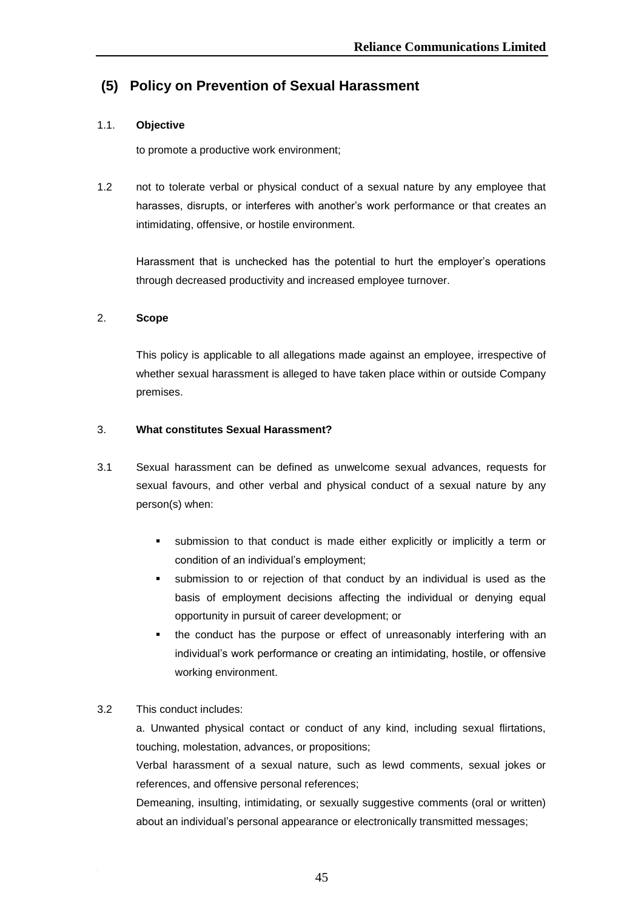## (5) Policy on Prevention of Sexual Harassment

1.1. **Objective**

to promote a productive work environment;

1.2 not to tolerate verbal or physical conduct of a sexual nature by any employee that harasses, disrupts, or interferes with another's work performance or that creates an intimidating, offensive, or hostile environment.

Harassment that is unchecked has the potential to hurt the employer's operations through decreased productivity and increased employee turnover.

2. **Scope**

This policy is applicable to all allegations made against an employee, irrespective of whether sexual harassment is alleged to have taken place within or outside Company premises.

3. **What constitutes Sexual Harassment?**

3.1 Sexual harassment can be defined as unwelcome sexual advances, requests for sexual favours, and other verbal and physical conduct of a sexual nature by any person(s) when:

- submission to that conduct is made either explicitly or implicitly a term or condition of an individual's employment;
- submission to or rejection of that conduct by an individual is used as the basis of employment decisions affecting the individual or denying equal opportunity in pursuit of career development; or
- the conduct has the purpose or effect of unreasonably interfering with an individual's work performance or creating an intimidating, hostile, or offensive working environment.

3.2 This conduct includes:

a. Unwanted physical contact or conduct of any kind, including sexual flirtations, touching, molestation, advances, or propositions;

Verbal harassment of a sexual nature, such as lewd comments, sexual jokes or references, and offensive personal references;

Demeaning, insulting, intimidating, or sexually suggestive comments (oral or written) about an individual's personal appearance or electronically transmitted messages;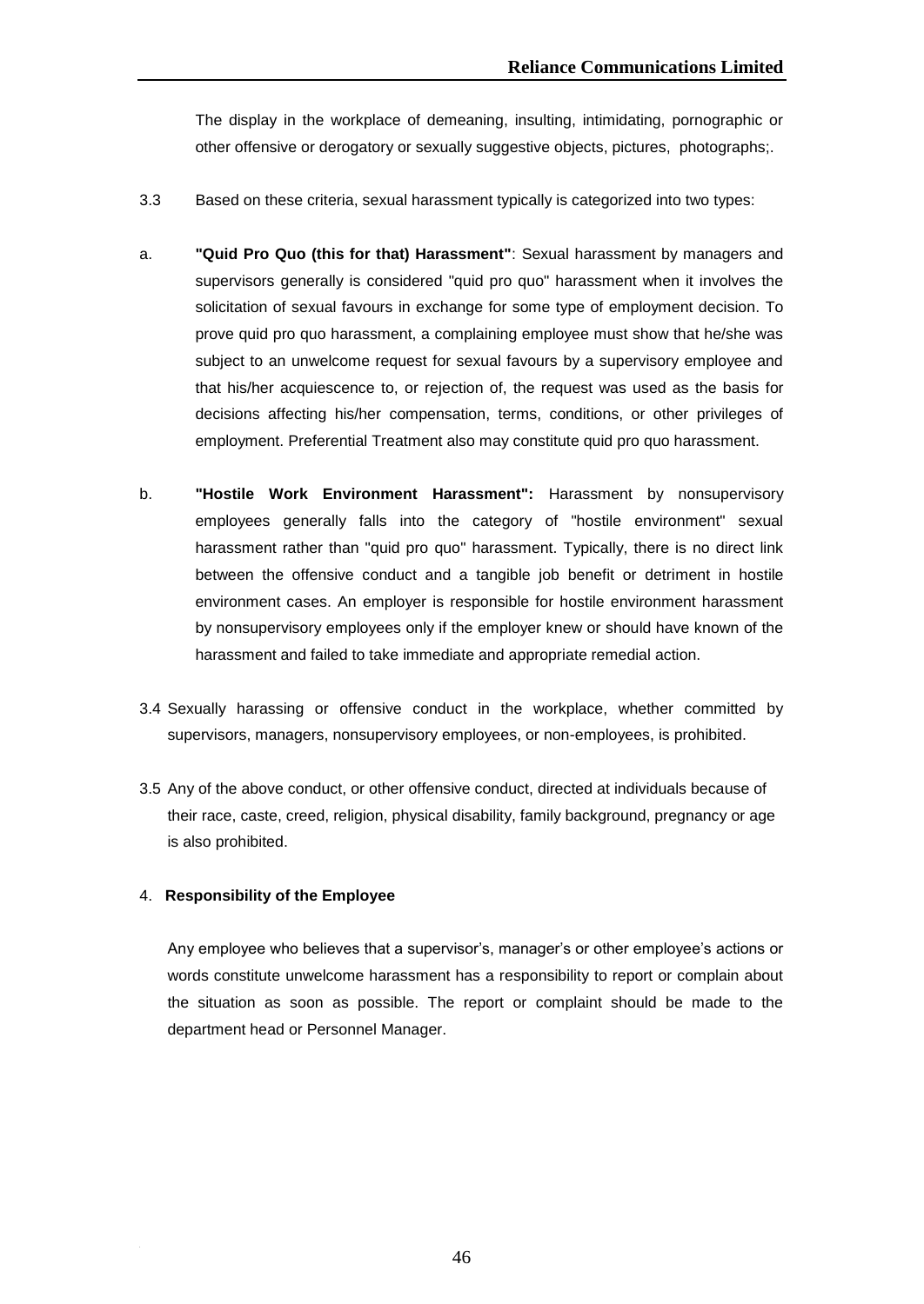The display in the workplace of demeaning, insulting, intimidating, pornographic or other offensive or derogatory or sexually suggestive objects, pictures, photographs;.

3.3 Based on these criteria, sexual harassment typically is categorized into two types:

a. **"Quid Pro Quo (this for that) Harassment"**: Sexual harassment by managers and supervisors generally is considered "quid pro quo" harassment when it involves the solicitation of sexual favours in exchange for some type of employment decision. To prove quid pro quo harassment, a complaining employee must show that he/she was subject to an unwelcome request for sexual favours by a supervisory employee and that his/her acquiescence to, or rejection of, the request was used as the basis for decisions affecting his/her compensation, terms, conditions, or other privileges of employment. Preferential Treatment also may constitute quid pro quo harassment.

b. **"Hostile Work Environment Harassment":** Harassment by nonsupervisory employees generally falls into the category of "hostile environment" sexual harassment rather than "quid pro quo" harassment. Typically, there is no direct link between the offensive conduct and a tangible job benefit or detriment in hostile environment cases. An employer is responsible for hostile environment harassment by nonsupervisory employees only if the employer knew or should have known of the harassment and failed to take immediate and appropriate remedial action.

3.4 Sexually harassing or offensive conduct in the workplace, whether committed by supervisors, managers, nonsupervisory employees, or non-employees, is prohibited.

3.5 Any of the above conduct, or other offensive conduct, directed at individuals because of their race, caste, creed, religion, physical disability, family background, pregnancy or age is also prohibited.

## 4. Responsibility of the Employee

Any employee who believes that a supervisor's, manager's or other employee's actions or words constitute unwelcome harassment has a responsibility to report or complain about the situation as soon as possible. The report or complaint should be made to the department head or Personnel Manager.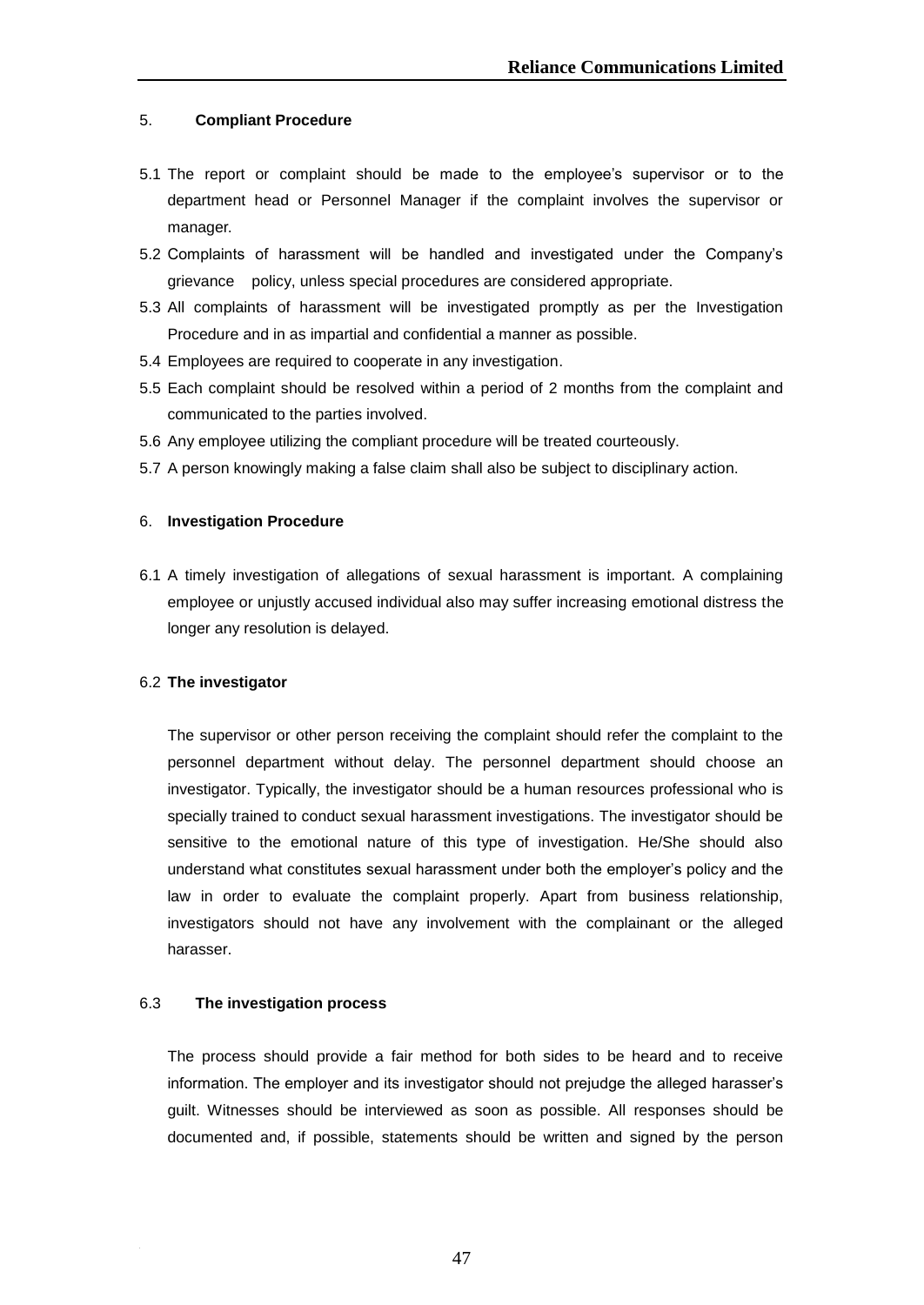## 5. Compliant Procedure

5.1 The report or complaint should be made to the employee's supervisor or to the department head or Personnel Manager if the complaint involves the supervisor or manager.

5.2 Complaints of harassment will be handled and investigated under the Company's grievance policy, unless special procedures are considered appropriate.

5.3 All complaints of harassment will be investigated promptly as per the Investigation Procedure and in as impartial and confidential a manner as possible.

5.4 Employees are required to cooperate in any investigation.

5.5 Each complaint should be resolved within a period of 2 months from the complaint and communicated to the parties involved.

5.6 Any employee utilizing the compliant procedure will be treated courteously.

5.7 A person knowingly making a false claim shall also be subject to disciplinary action.

## 6. Investigation Procedure

6.1 A timely investigation of allegations of sexual harassment is important. A complaining employee or unjustly accused individual also may suffer increasing emotional distress the longer any resolution is delayed.

### 6.2 The investigator

The supervisor or other person receiving the complaint should refer the complaint to the personnel department without delay. The personnel department should choose an investigator. Typically, the investigator should be a human resources professional who is specially trained to conduct sexual harassment investigations. The investigator should be sensitive to the emotional nature of this type of investigation. He/She should also understand what constitutes sexual harassment under both the employer's policy and the law in order to evaluate the complaint properly. Apart from business relationship, investigators should not have any involvement with the complainant or the alleged harasser.

### 6.3 The investigation process

The process should provide a fair method for both sides to be heard and to receive information. The employer and its investigator should not prejudge the alleged harasser's guilt. Witnesses should be interviewed as soon as possible. All responses should be documented and, if possible, statements should be written and signed by the person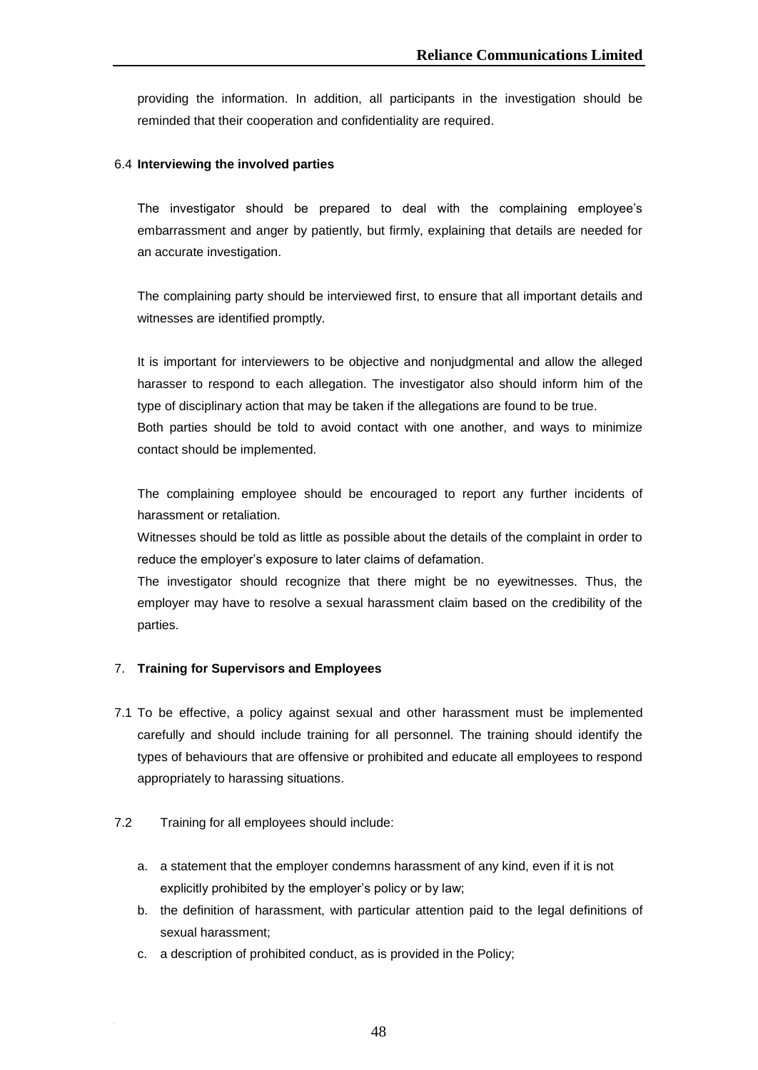providing the information. In addition, all participants in the investigation should be reminded that their cooperation and confidentiality are required.

6.4 **Interviewing the involved parties**

The investigator should be prepared to deal with the complaining employee's embarrassment and anger by patiently, but firmly, explaining that details are needed for an accurate investigation.

The complaining party should be interviewed first, to ensure that all important details and witnesses are identified promptly.

It is important for interviewers to be objective and nonjudgmental and allow the alleged harasser to respond to each allegation. The investigator also should inform him of the type of disciplinary action that may be taken if the allegations are found to be true.

Both parties should be told to avoid contact with one another, and ways to minimize contact should be implemented.

The complaining employee should be encouraged to report any further incidents of harassment or retaliation.

Witnesses should be told as little as possible about the details of the complaint in order to reduce the employer's exposure to later claims of defamation.

The investigator should recognize that there might be no eyewitnesses. Thus, the employer may have to resolve a sexual harassment claim based on the credibility of the parties.

7. **Training for Supervisors and Employees**

7.1 To be effective, a policy against sexual and other harassment must be implemented carefully and should include training for all personnel. The training should identify the types of behaviours that are offensive or prohibited and educate all employees to respond appropriately to harassing situations.

7.2 Training for all employees should include:

a. a statement that the employer condemns harassment of any kind, even if it is not explicitly prohibited by the employer's policy or by law;
b. the definition of harassment, with particular attention paid to the legal definitions of sexual harassment;
c. a description of prohibited conduct, as is provided in the Policy;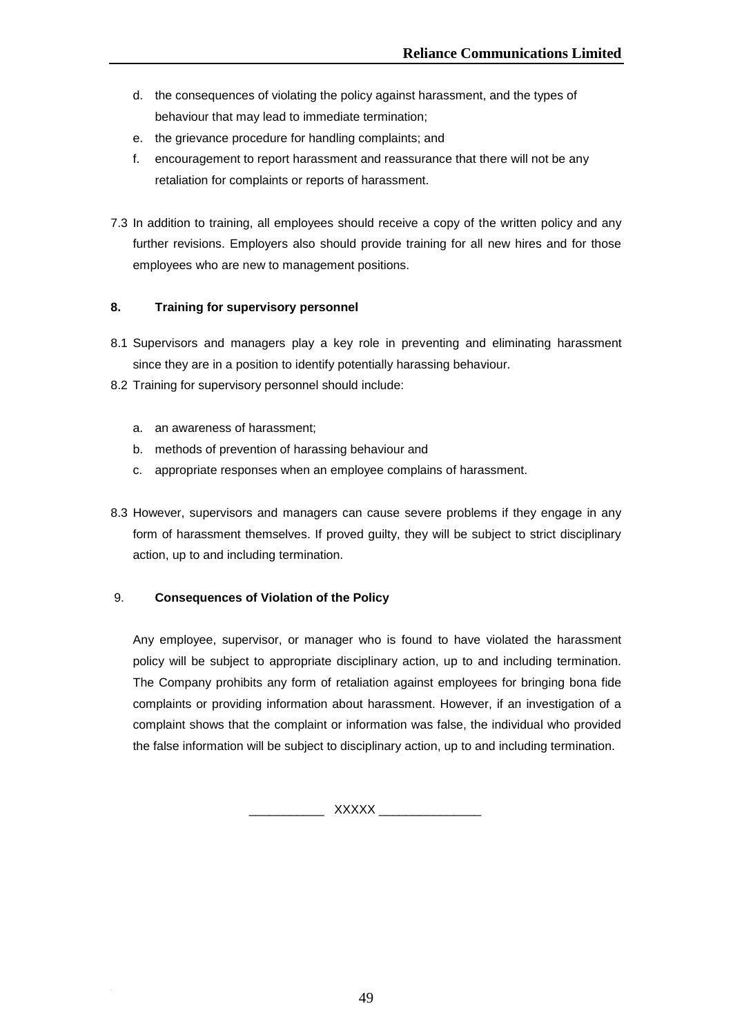d. the consequences of violating the policy against harassment, and the types of behaviour that may lead to immediate termination;
e. the grievance procedure for handling complaints; and
f. encouragement to report harassment and reassurance that there will not be any retaliation for complaints or reports of harassment.

7.3 In addition to training, all employees should receive a copy of the written policy and any further revisions. Employers also should provide training for all new hires and for those employees who are new to management positions.

## 8. Training for supervisory personnel

8.1 Supervisors and managers play a key role in preventing and eliminating harassment since they are in a position to identify potentially harassing behaviour.

8.2 Training for supervisory personnel should include:

a. an awareness of harassment;
b. methods of prevention of harassing behaviour and
c. appropriate responses when an employee complains of harassment.

8.3 However, supervisors and managers can cause severe problems if they engage in any form of harassment themselves. If proved guilty, they will be subject to strict disciplinary action, up to and including termination.

## 9. Consequences of Violation of the Policy

Any employee, supervisor, or manager who is found to have violated the harassment policy will be subject to appropriate disciplinary action, up to and including termination. The Company prohibits any form of retaliation against employees for bringing bona fide complaints or providing information about harassment. However, if an investigation of a complaint shows that the complaint or information was false, the individual who provided the false information will be subject to disciplinary action, up to and including termination.

___________ XXXXX _______________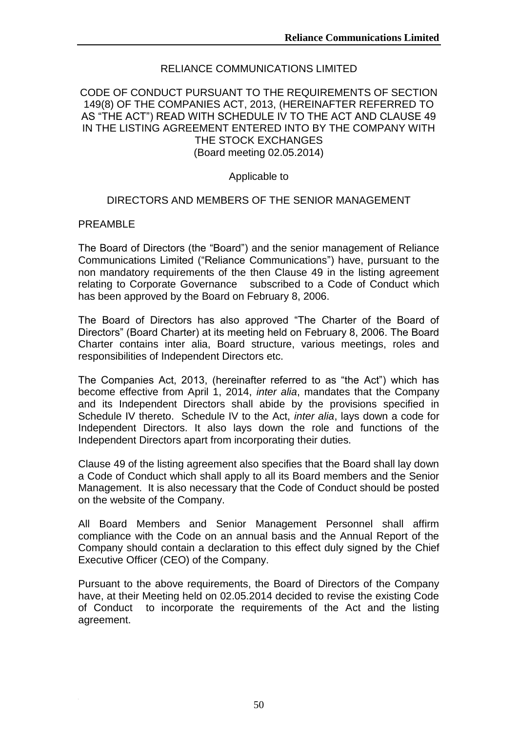# RELIANCE COMMUNICATIONS LIMITED

## CODE OF CONDUCT PURSUANT TO THE REQUIREMENTS OF SECTION 149(8) OF THE COMPANIES ACT, 2013, (HEREINAFTER REFERRED TO AS "THE ACT") READ WITH SCHEDULE IV TO THE ACT AND CLAUSE 49 IN THE LISTING AGREEMENT ENTERED INTO BY THE COMPANY WITH THE STOCK EXCHANGES

(Board meeting 02.05.2014)

Applicable to

## DIRECTORS AND MEMBERS OF THE SENIOR MANAGEMENT

## PREAMBLE

The Board of Directors (the "Board") and the senior management of Reliance Communications Limited ("Reliance Communications") have, pursuant to the non mandatory requirements of the then Clause 49 in the listing agreement relating to Corporate Governance subscribed to a Code of Conduct which has been approved by the Board on February 8, 2006.

The Board of Directors has also approved "The Charter of the Board of Directors" (Board Charter) at its meeting held on February 8, 2006. The Board Charter contains inter alia, Board structure, various meetings, roles and responsibilities of Independent Directors etc.

The Companies Act, 2013, (hereinafter referred to as "the Act") which has become effective from April 1, 2014, *inter alia*, mandates that the Company and its Independent Directors shall abide by the provisions specified in Schedule IV thereto. Schedule IV to the Act, *inter alia*, lays down a code for Independent Directors. It also lays down the role and functions of the Independent Directors apart from incorporating their duties.

Clause 49 of the listing agreement also specifies that the Board shall lay down a Code of Conduct which shall apply to all its Board members and the Senior Management. It is also necessary that the Code of Conduct should be posted on the website of the Company.

All Board Members and Senior Management Personnel shall affirm compliance with the Code on an annual basis and the Annual Report of the Company should contain a declaration to this effect duly signed by the Chief Executive Officer (CEO) of the Company.

Pursuant to the above requirements, the Board of Directors of the Company have, at their Meeting held on 02.05.2014 decided to revise the existing Code of Conduct to incorporate the requirements of the Act and the listing agreement.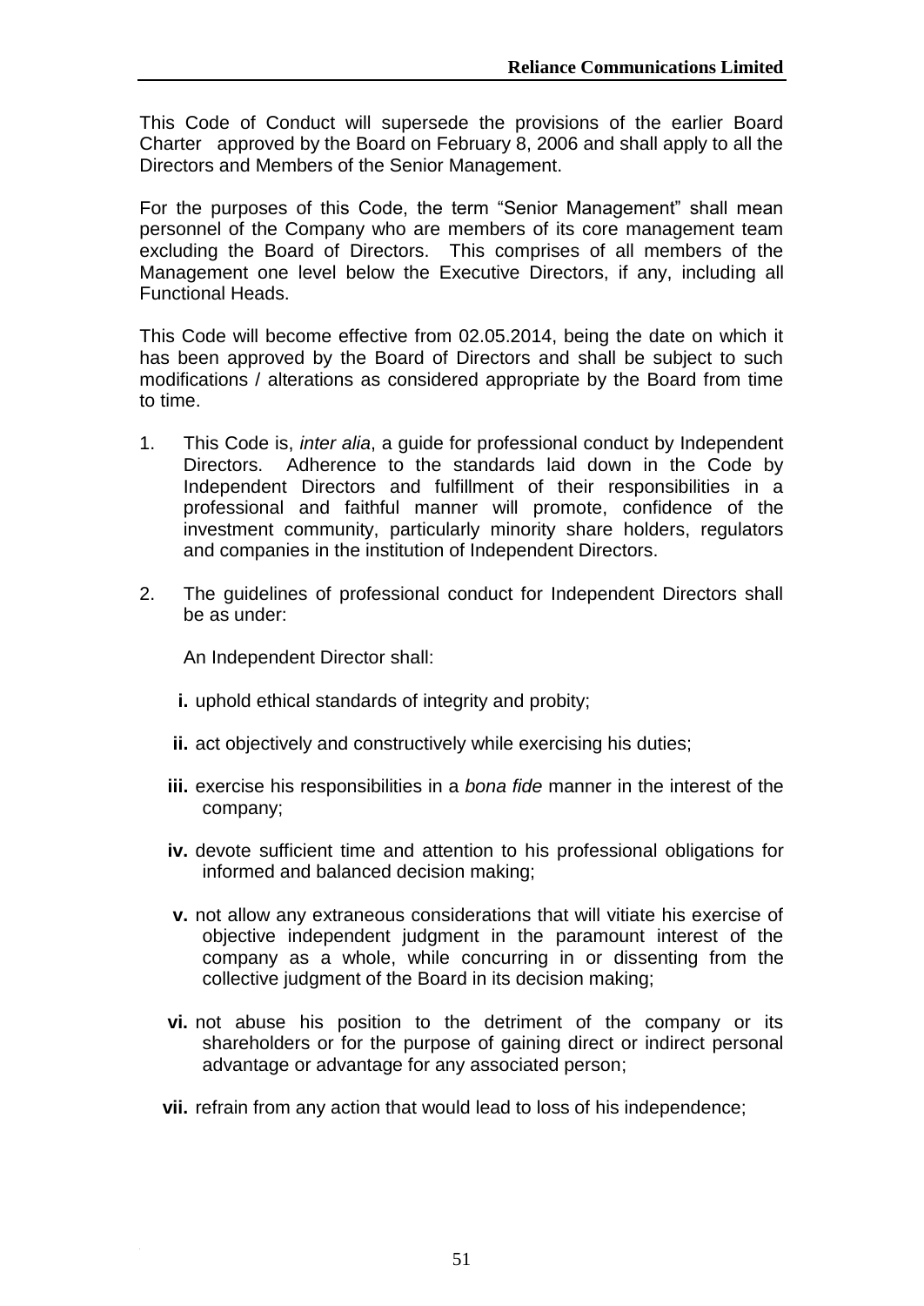This Code of Conduct will supersede the provisions of the earlier Board Charter approved by the Board on February 8, 2006 and shall apply to all the Directors and Members of the Senior Management.

For the purposes of this Code, the term "Senior Management" shall mean personnel of the Company who are members of its core management team excluding the Board of Directors. This comprises of all members of the Management one level below the Executive Directors, if any, including all Functional Heads.

This Code will become effective from 02.05.2014, being the date on which it has been approved by the Board of Directors and shall be subject to such modifications / alterations as considered appropriate by the Board from time to time.

1. This Code is, *inter alia*, a guide for professional conduct by Independent Directors. Adherence to the standards laid down in the Code by Independent Directors and fulfillment of their responsibilities in a professional and faithful manner will promote, confidence of the investment community, particularly minority share holders, regulators and companies in the institution of Independent Directors.

2. The guidelines of professional conduct for Independent Directors shall be as under:

   An Independent Director shall:

   **i.** uphold ethical standards of integrity and probity;

   **ii.** act objectively and constructively while exercising his duties;

   **iii.** exercise his responsibilities in a *bona fide* manner in the interest of the company;

   **iv.** devote sufficient time and attention to his professional obligations for informed and balanced decision making;

   **v.** not allow any extraneous considerations that will vitiate his exercise of objective independent judgment in the paramount interest of the company as a whole, while concurring in or dissenting from the collective judgment of the Board in its decision making;

   **vi.** not abuse his position to the detriment of the company or its shareholders or for the purpose of gaining direct or indirect personal advantage or advantage for any associated person;

   **vii.** refrain from any action that would lead to loss of his independence;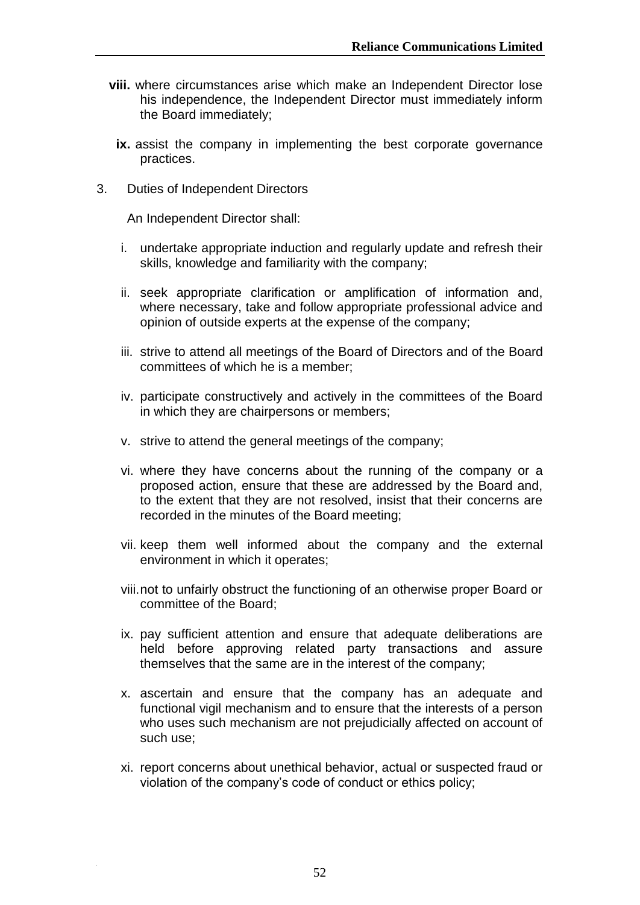**viii.** where circumstances arise which make an Independent Director lose his independence, the Independent Director must immediately inform the Board immediately;

**ix.** assist the company in implementing the best corporate governance practices.

3. Duties of Independent Directors

An Independent Director shall:

i. undertake appropriate induction and regularly update and refresh their skills, knowledge and familiarity with the company;

ii. seek appropriate clarification or amplification of information and, where necessary, take and follow appropriate professional advice and opinion of outside experts at the expense of the company;

iii. strive to attend all meetings of the Board of Directors and of the Board committees of which he is a member;

iv. participate constructively and actively in the committees of the Board in which they are chairpersons or members;

v. strive to attend the general meetings of the company;

vi. where they have concerns about the running of the company or a proposed action, ensure that these are addressed by the Board and, to the extent that they are not resolved, insist that their concerns are recorded in the minutes of the Board meeting;

vii. keep them well informed about the company and the external environment in which it operates;

viii. not to unfairly obstruct the functioning of an otherwise proper Board or committee of the Board;

ix. pay sufficient attention and ensure that adequate deliberations are held before approving related party transactions and assure themselves that the same are in the interest of the company;

x. ascertain and ensure that the company has an adequate and functional vigil mechanism and to ensure that the interests of a person who uses such mechanism are not prejudicially affected on account of such use;

xi. report concerns about unethical behavior, actual or suspected fraud or violation of the company's code of conduct or ethics policy;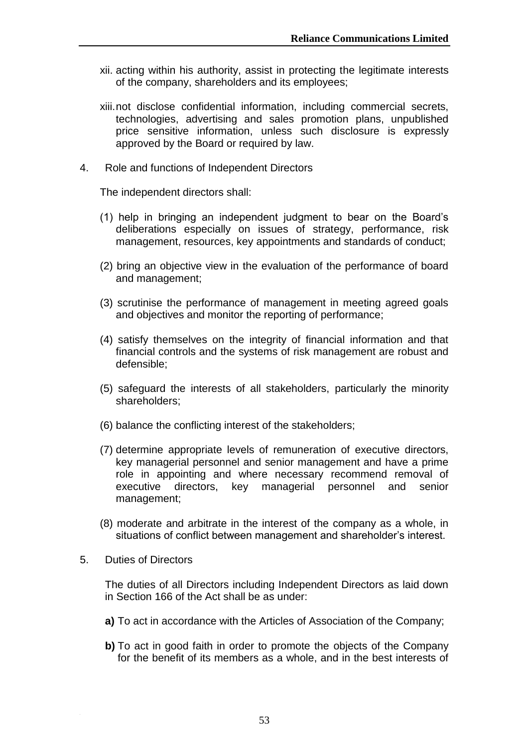xii. acting within his authority, assist in protecting the legitimate interests of the company, shareholders and its employees;

xiii. not disclose confidential information, including commercial secrets, technologies, advertising and sales promotion plans, unpublished price sensitive information, unless such disclosure is expressly approved by the Board or required by law.

4. Role and functions of Independent Directors

The independent directors shall:

(1) help in bringing an independent judgment to bear on the Board's deliberations especially on issues of strategy, performance, risk management, resources, key appointments and standards of conduct;

(2) bring an objective view in the evaluation of the performance of board and management;

(3) scrutinise the performance of management in meeting agreed goals and objectives and monitor the reporting of performance;

(4) satisfy themselves on the integrity of financial information and that financial controls and the systems of risk management are robust and defensible;

(5) safeguard the interests of all stakeholders, particularly the minority shareholders;

(6) balance the conflicting interest of the stakeholders;

(7) determine appropriate levels of remuneration of executive directors, key managerial personnel and senior management and have a prime role in appointing and where necessary recommend removal of executive directors, key managerial personnel and senior management;

(8) moderate and arbitrate in the interest of the company as a whole, in situations of conflict between management and shareholder's interest.

5. Duties of Directors

The duties of all Directors including Independent Directors as laid down in Section 166 of the Act shall be as under:

**a)** To act in accordance with the Articles of Association of the Company;

**b)** To act in good faith in order to promote the objects of the Company for the benefit of its members as a whole, and in the best interests of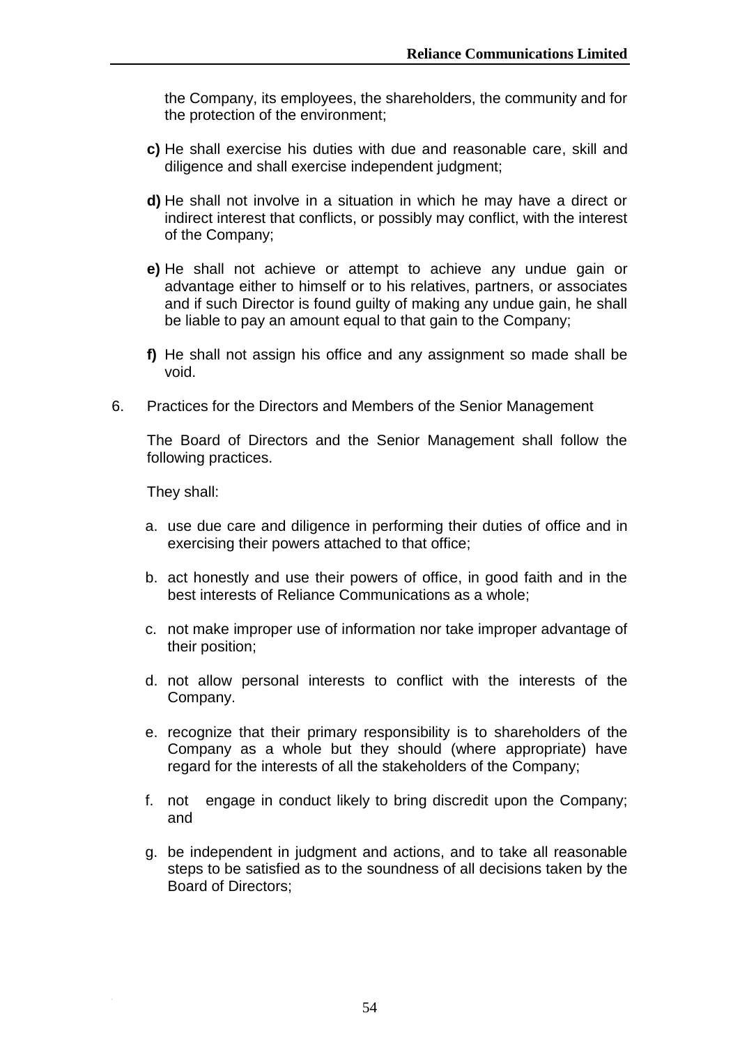the Company, its employees, the shareholders, the community and for the protection of the environment;

**c)** He shall exercise his duties with due and reasonable care, skill and diligence and shall exercise independent judgment;

**d)** He shall not involve in a situation in which he may have a direct or indirect interest that conflicts, or possibly may conflict, with the interest of the Company;

**e)** He shall not achieve or attempt to achieve any undue gain or advantage either to himself or to his relatives, partners, or associates and if such Director is found guilty of making any undue gain, he shall be liable to pay an amount equal to that gain to the Company;

**f)** He shall not assign his office and any assignment so made shall be void.

6. Practices for the Directors and Members of the Senior Management

The Board of Directors and the Senior Management shall follow the following practices.

They shall:

a. use due care and diligence in performing their duties of office and in exercising their powers attached to that office;

b. act honestly and use their powers of office, in good faith and in the best interests of Reliance Communications as a whole;

c. not make improper use of information nor take improper advantage of their position;

d. not allow personal interests to conflict with the interests of the Company.

e. recognize that their primary responsibility is to shareholders of the Company as a whole but they should (where appropriate) have regard for the interests of all the stakeholders of the Company;

f. not engage in conduct likely to bring discredit upon the Company; and

g. be independent in judgment and actions, and to take all reasonable steps to be satisfied as to the soundness of all decisions taken by the Board of Directors;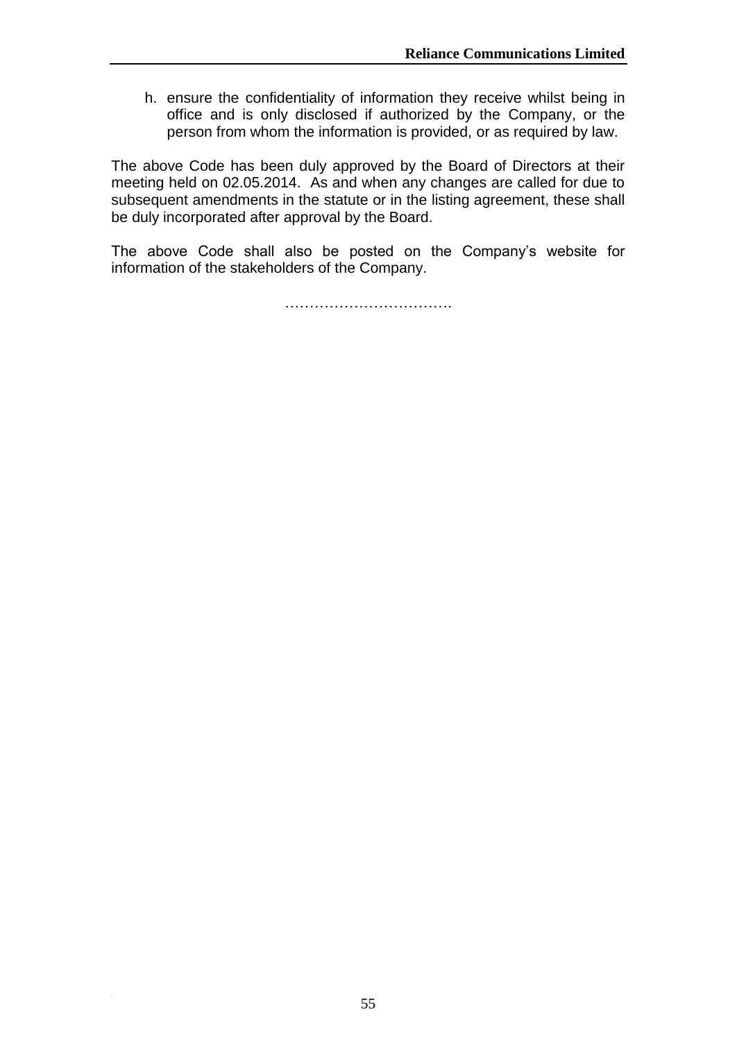h. ensure the confidentiality of information they receive whilst being in office and is only disclosed if authorized by the Company, or the person from whom the information is provided, or as required by law.

The above Code has been duly approved by the Board of Directors at their meeting held on 02.05.2014. As and when any changes are called for due to subsequent amendments in the statute or in the listing agreement, these shall be duly incorporated after approval by the Board.

The above Code shall also be posted on the Company's website for information of the stakeholders of the Company.

…………………………….